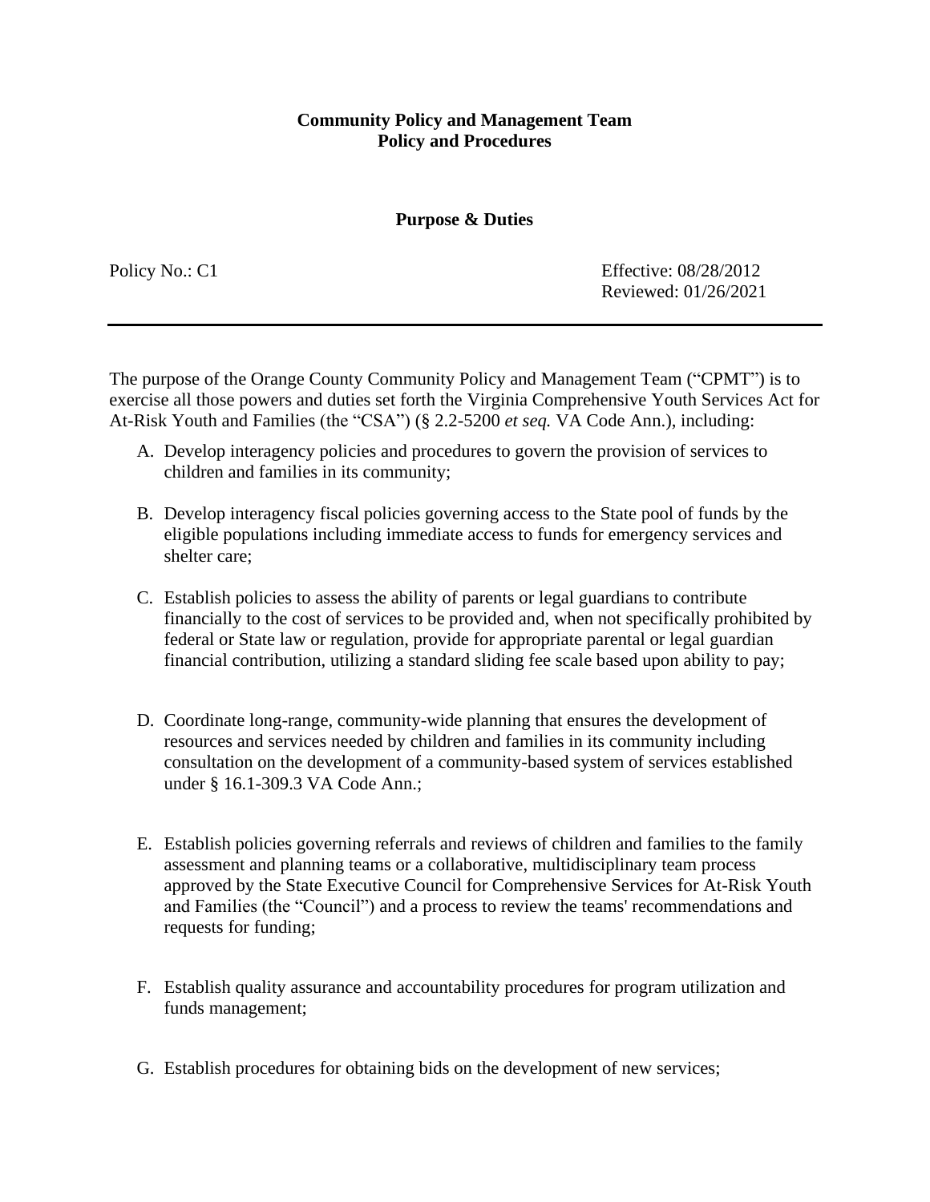**Community Policy and Management Team**
**Policy and Procedures**

**Purpose & Duties**

Policy No.: C1

Effective: 08/28/2012
Reviewed: 01/26/2021

---

The purpose of the Orange County Community Policy and Management Team ("CPMT") is to exercise all those powers and duties set forth the Virginia Comprehensive Youth Services Act for At-Risk Youth and Families (the "CSA") (§ 2.2-5200 *et seq.* VA Code Ann.), including:

A. Develop interagency policies and procedures to govern the provision of services to children and families in its community;

B. Develop interagency fiscal policies governing access to the State pool of funds by the eligible populations including immediate access to funds for emergency services and shelter care;

C. Establish policies to assess the ability of parents or legal guardians to contribute financially to the cost of services to be provided and, when not specifically prohibited by federal or State law or regulation, provide for appropriate parental or legal guardian financial contribution, utilizing a standard sliding fee scale based upon ability to pay;

D. Coordinate long-range, community-wide planning that ensures the development of resources and services needed by children and families in its community including consultation on the development of a community-based system of services established under § 16.1-309.3 VA Code Ann.;

E. Establish policies governing referrals and reviews of children and families to the family assessment and planning teams or a collaborative, multidisciplinary team process approved by the State Executive Council for Comprehensive Services for At-Risk Youth and Families (the "Council") and a process to review the teams' recommendations and requests for funding;

F. Establish quality assurance and accountability procedures for program utilization and funds management;

G. Establish procedures for obtaining bids on the development of new services;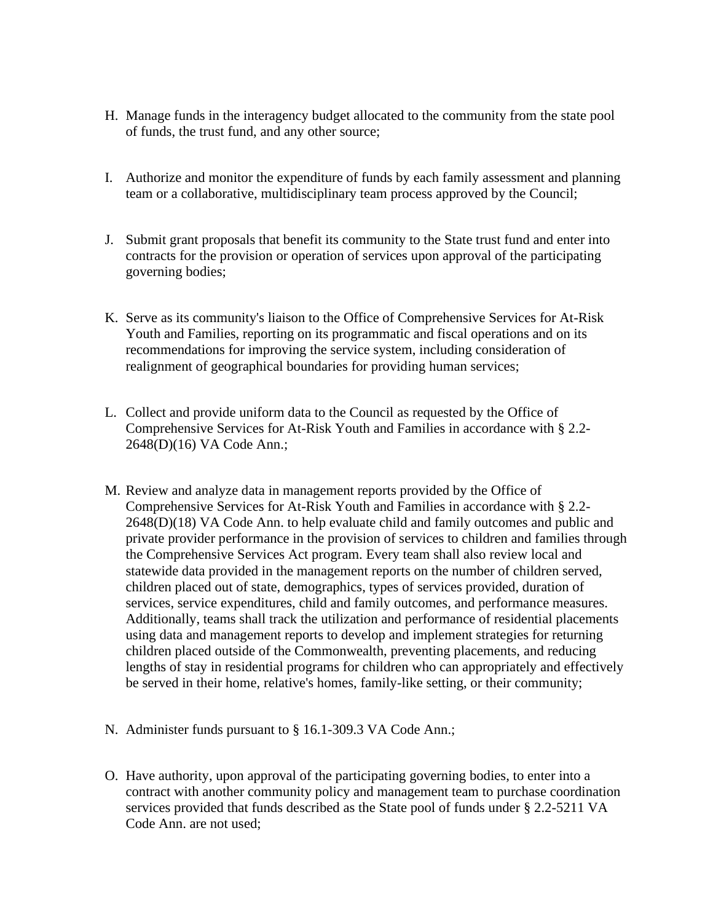H. Manage funds in the interagency budget allocated to the community from the state pool of funds, the trust fund, and any other source;

I. Authorize and monitor the expenditure of funds by each family assessment and planning team or a collaborative, multidisciplinary team process approved by the Council;

J. Submit grant proposals that benefit its community to the State trust fund and enter into contracts for the provision or operation of services upon approval of the participating governing bodies;

K. Serve as its community's liaison to the Office of Comprehensive Services for At-Risk Youth and Families, reporting on its programmatic and fiscal operations and on its recommendations for improving the service system, including consideration of realignment of geographical boundaries for providing human services;

L. Collect and provide uniform data to the Council as requested by the Office of Comprehensive Services for At-Risk Youth and Families in accordance with § 2.2-2648(D)(16) VA Code Ann.;

M. Review and analyze data in management reports provided by the Office of Comprehensive Services for At-Risk Youth and Families in accordance with § 2.2-2648(D)(18) VA Code Ann. to help evaluate child and family outcomes and public and private provider performance in the provision of services to children and families through the Comprehensive Services Act program. Every team shall also review local and statewide data provided in the management reports on the number of children served, children placed out of state, demographics, types of services provided, duration of services, service expenditures, child and family outcomes, and performance measures. Additionally, teams shall track the utilization and performance of residential placements using data and management reports to develop and implement strategies for returning children placed outside of the Commonwealth, preventing placements, and reducing lengths of stay in residential programs for children who can appropriately and effectively be served in their home, relative's homes, family-like setting, or their community;

N. Administer funds pursuant to § 16.1-309.3 VA Code Ann.;

O. Have authority, upon approval of the participating governing bodies, to enter into a contract with another community policy and management team to purchase coordination services provided that funds described as the State pool of funds under § 2.2-5211 VA Code Ann. are not used;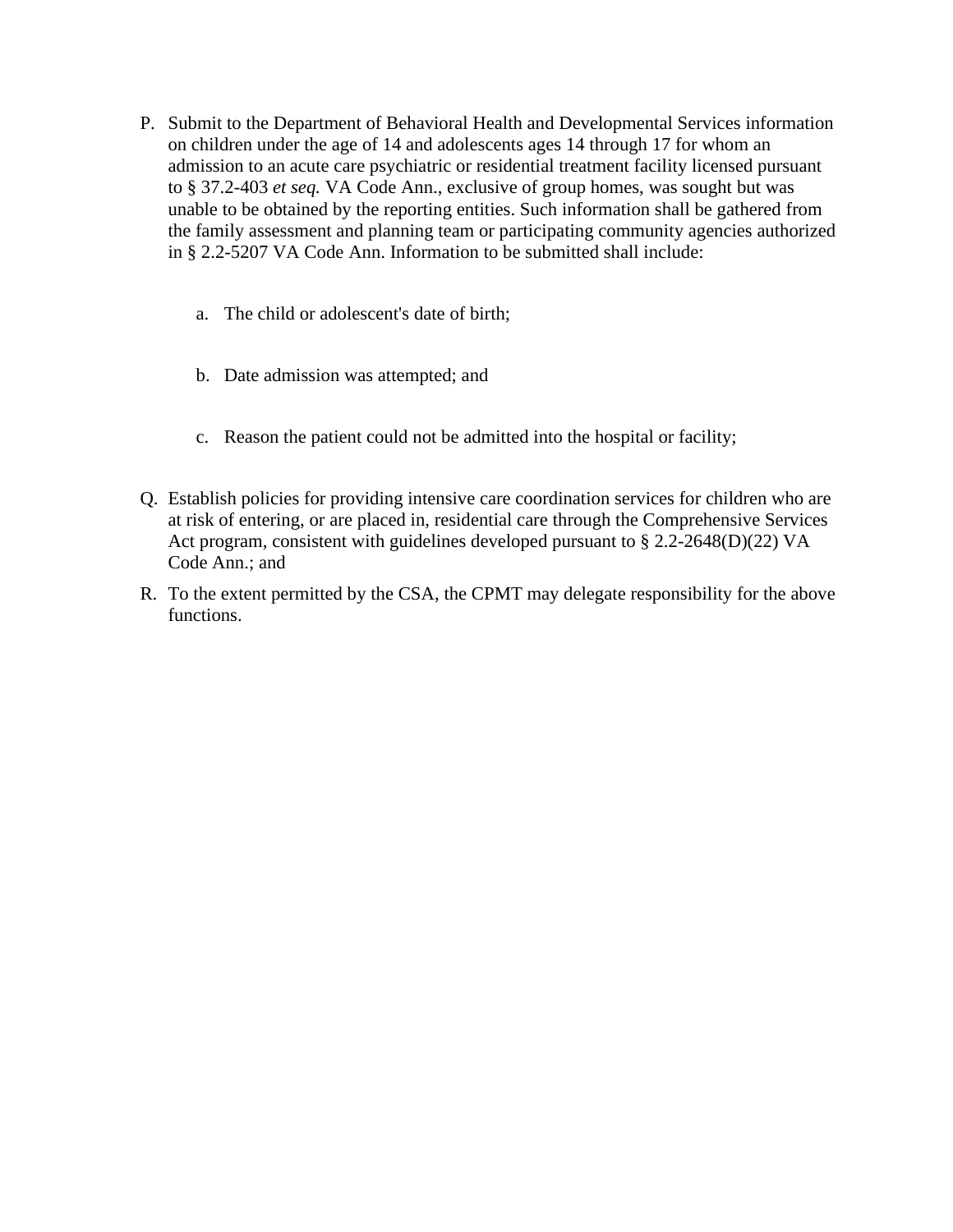P. Submit to the Department of Behavioral Health and Developmental Services information on children under the age of 14 and adolescents ages 14 through 17 for whom an admission to an acute care psychiatric or residential treatment facility licensed pursuant to § 37.2-403 *et seq.* VA Code Ann., exclusive of group homes, was sought but was unable to be obtained by the reporting entities. Such information shall be gathered from the family assessment and planning team or participating community agencies authorized in § 2.2-5207 VA Code Ann. Information to be submitted shall include:

   a. The child or adolescent's date of birth;

   b. Date admission was attempted; and

   c. Reason the patient could not be admitted into the hospital or facility;

Q. Establish policies for providing intensive care coordination services for children who are at risk of entering, or are placed in, residential care through the Comprehensive Services Act program, consistent with guidelines developed pursuant to § 2.2-2648(D)(22) VA Code Ann.; and

R. To the extent permitted by the CSA, the CPMT may delegate responsibility for the above functions.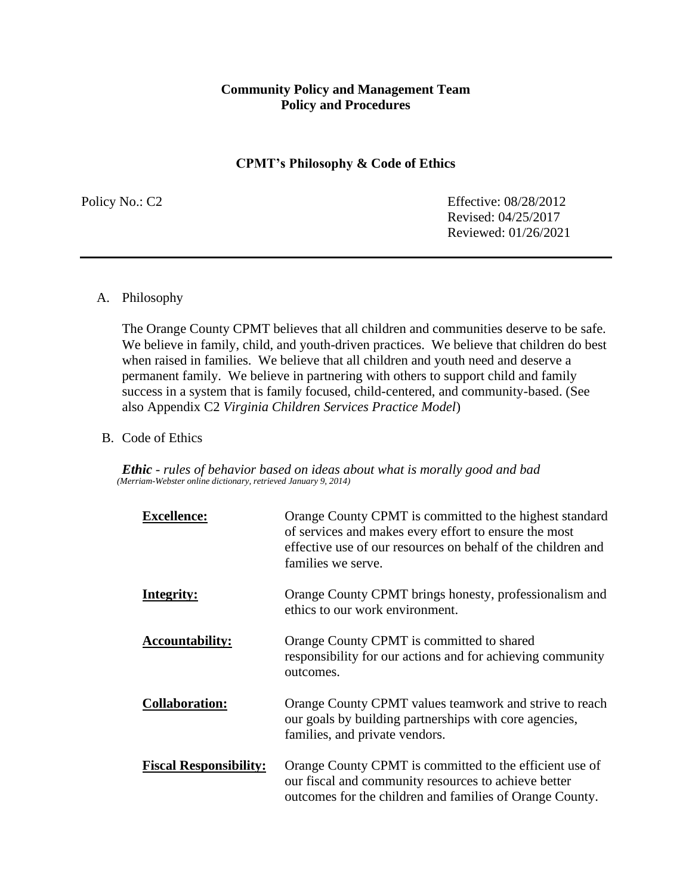**Community Policy and Management Team**
**Policy and Procedures**

**CPMT's Philosophy & Code of Ethics**

Policy No.: C2

Effective: 08/28/2012
Revised: 04/25/2017
Reviewed: 01/26/2021

---

A. Philosophy

The Orange County CPMT believes that all children and communities deserve to be safe. We believe in family, child, and youth-driven practices. We believe that children do best when raised in families. We believe that all children and youth need and deserve a permanent family. We believe in partnering with others to support child and family success in a system that is family focused, child-centered, and community-based. (See also Appendix C2 *Virginia Children Services Practice Model*)

B. Code of Ethics

***Ethic*** *- rules of behavior based on ideas about what is morally good and bad*
*(Merriam-Webster online dictionary, retrieved January 9, 2014)*

| | |
|---|---|
| **Excellence:** | Orange County CPMT is committed to the highest standard of services and makes every effort to ensure the most effective use of our resources on behalf of the children and families we serve. |
| **Integrity:** | Orange County CPMT brings honesty, professionalism and ethics to our work environment. |
| **Accountability:** | Orange County CPMT is committed to shared responsibility for our actions and for achieving community outcomes. |
| **Collaboration:** | Orange County CPMT values teamwork and strive to reach our goals by building partnerships with core agencies, families, and private vendors. |
| **Fiscal Responsibility:** | Orange County CPMT is committed to the efficient use of our fiscal and community resources to achieve better outcomes for the children and families of Orange County. |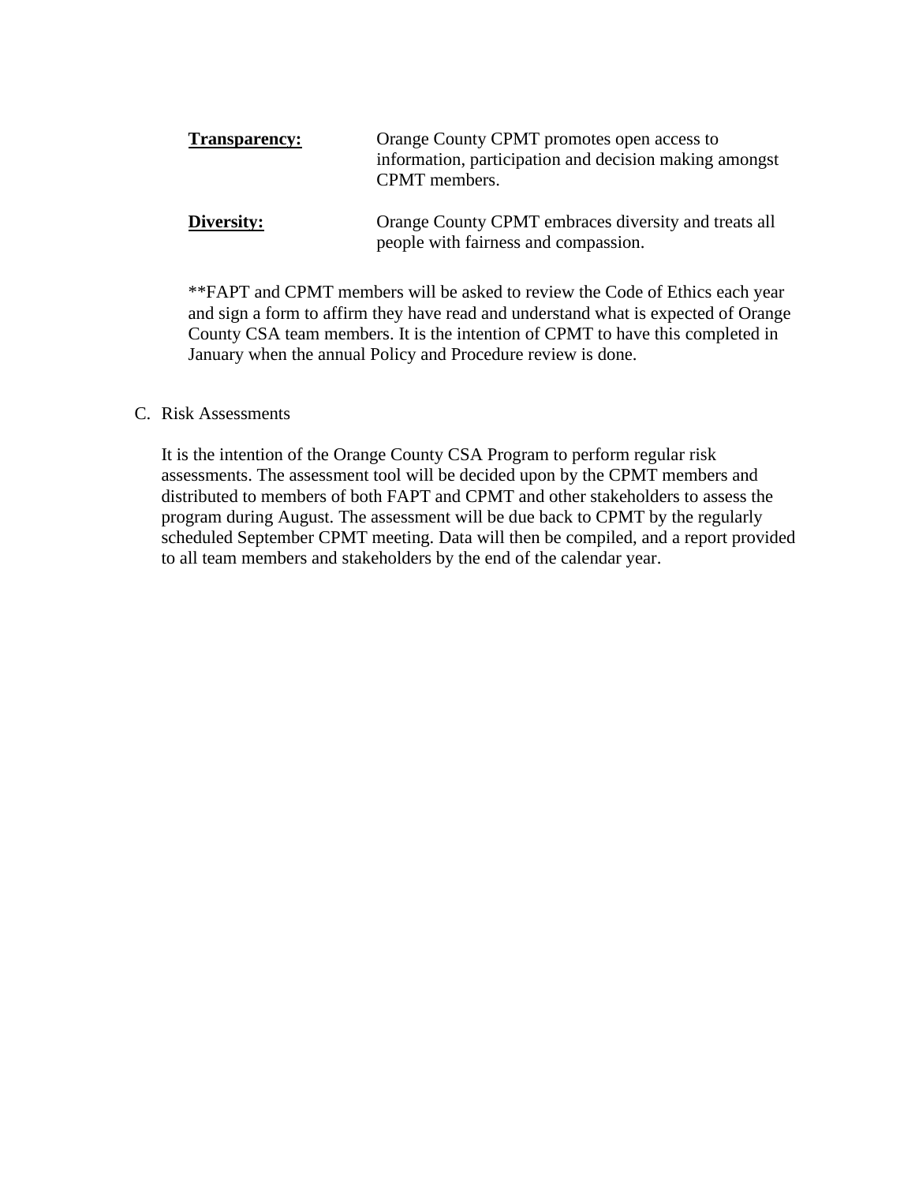**Transparency:** Orange County CPMT promotes open access to information, participation and decision making amongst CPMT members.

**Diversity:** Orange County CPMT embraces diversity and treats all people with fairness and compassion.

**FAPT and CPMT members will be asked to review the Code of Ethics each year and sign a form to affirm they have read and understand what is expected of Orange County CSA team members. It is the intention of CPMT to have this completed in January when the annual Policy and Procedure review is done.

C. Risk Assessments

It is the intention of the Orange County CSA Program to perform regular risk assessments. The assessment tool will be decided upon by the CPMT members and distributed to members of both FAPT and CPMT and other stakeholders to assess the program during August. The assessment will be due back to CPMT by the regularly scheduled September CPMT meeting. Data will then be compiled, and a report provided to all team members and stakeholders by the end of the calendar year.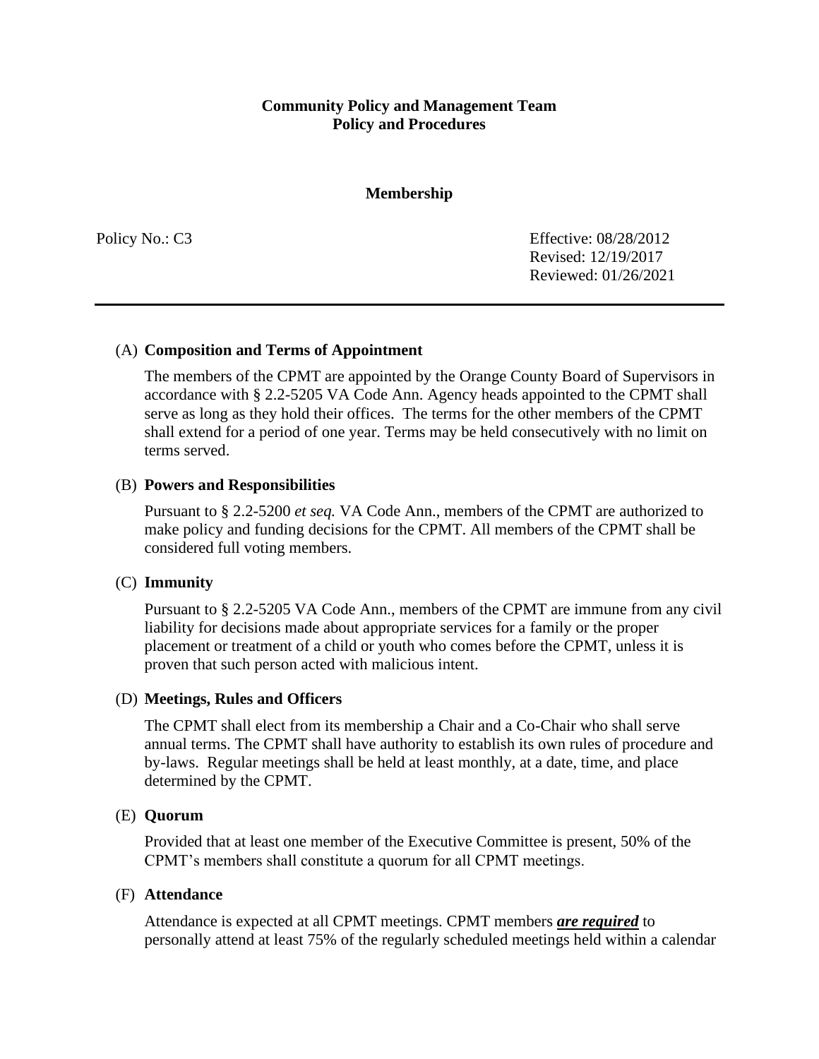**Community Policy and Management Team**
**Policy and Procedures**

**Membership**

Policy No.: C3

Effective: 08/28/2012
Revised: 12/19/2017
Reviewed: 01/26/2021

---

(A) **Composition and Terms of Appointment**

The members of the CPMT are appointed by the Orange County Board of Supervisors in accordance with § 2.2-5205 VA Code Ann. Agency heads appointed to the CPMT shall serve as long as they hold their offices. The terms for the other members of the CPMT shall extend for a period of one year. Terms may be held consecutively with no limit on terms served.

(B) **Powers and Responsibilities**

Pursuant to § 2.2-5200 *et seq.* VA Code Ann., members of the CPMT are authorized to make policy and funding decisions for the CPMT. All members of the CPMT shall be considered full voting members.

(C) **Immunity**

Pursuant to § 2.2-5205 VA Code Ann., members of the CPMT are immune from any civil liability for decisions made about appropriate services for a family or the proper placement or treatment of a child or youth who comes before the CPMT, unless it is proven that such person acted with malicious intent.

(D) **Meetings, Rules and Officers**

The CPMT shall elect from its membership a Chair and a Co-Chair who shall serve annual terms. The CPMT shall have authority to establish its own rules of procedure and by-laws. Regular meetings shall be held at least monthly, at a date, time, and place determined by the CPMT.

(E) **Quorum**

Provided that at least one member of the Executive Committee is present, 50% of the CPMT's members shall constitute a quorum for all CPMT meetings.

(F) **Attendance**

Attendance is expected at all CPMT meetings. CPMT members <u>***are required***</u> to personally attend at least 75% of the regularly scheduled meetings held within a calendar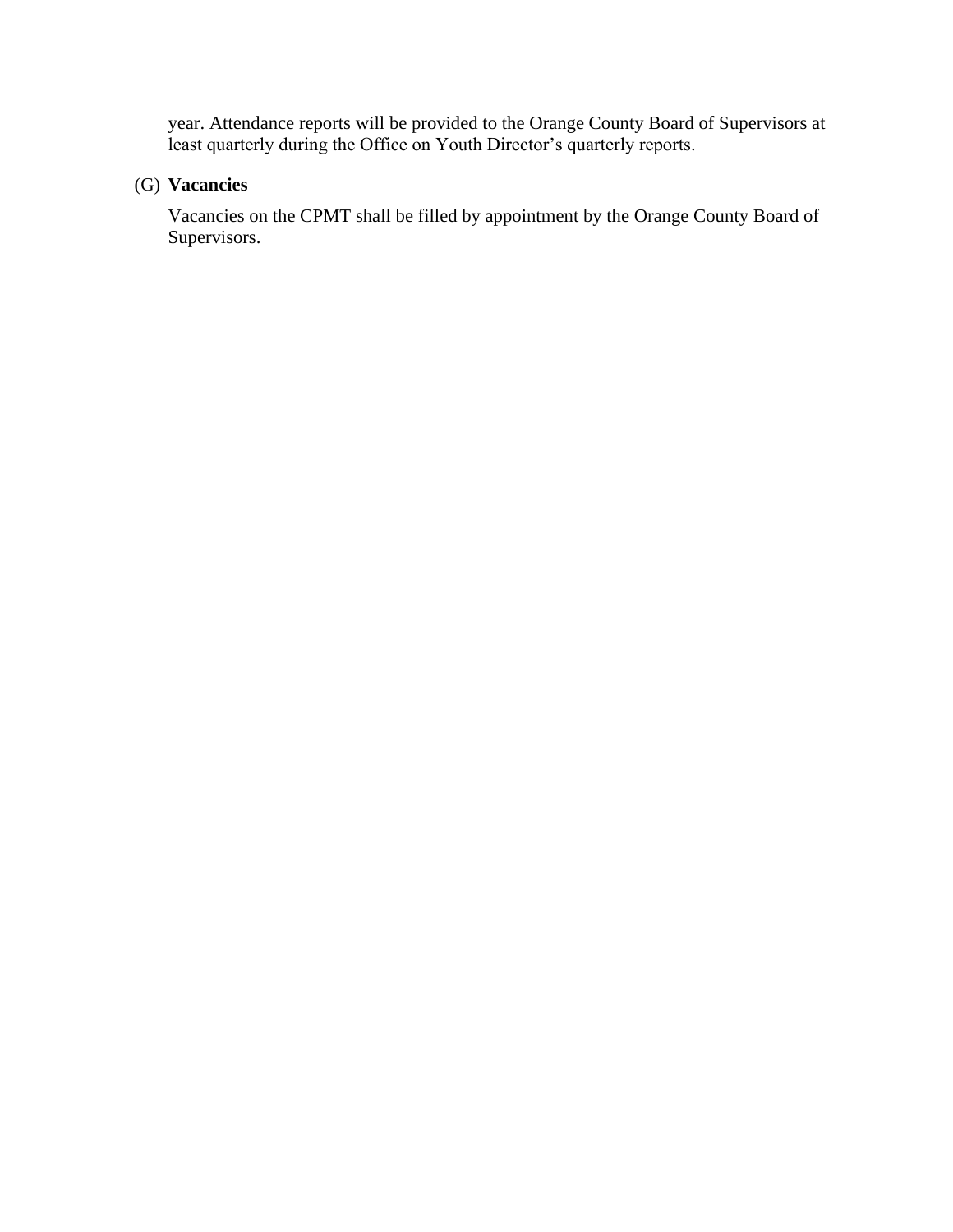year. Attendance reports will be provided to the Orange County Board of Supervisors at least quarterly during the Office on Youth Director's quarterly reports.

(G) **Vacancies**

Vacancies on the CPMT shall be filled by appointment by the Orange County Board of Supervisors.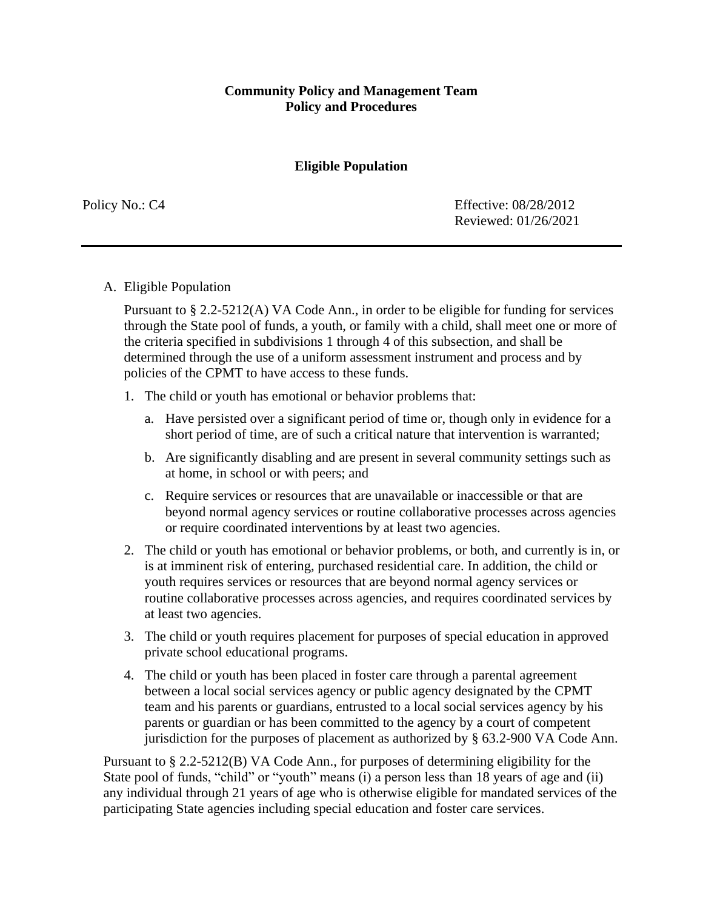**Community Policy and Management Team**
**Policy and Procedures**

## Eligible Population

Policy No.: C4

Effective: 08/28/2012
Reviewed: 01/26/2021

---

A. Eligible Population

Pursuant to § 2.2-5212(A) VA Code Ann., in order to be eligible for funding for services through the State pool of funds, a youth, or family with a child, shall meet one or more of the criteria specified in subdivisions 1 through 4 of this subsection, and shall be determined through the use of a uniform assessment instrument and process and by policies of the CPMT to have access to these funds.

1. The child or youth has emotional or behavior problems that:

   a. Have persisted over a significant period of time or, though only in evidence for a short period of time, are of such a critical nature that intervention is warranted;

   b. Are significantly disabling and are present in several community settings such as at home, in school or with peers; and

   c. Require services or resources that are unavailable or inaccessible or that are beyond normal agency services or routine collaborative processes across agencies or require coordinated interventions by at least two agencies.

2. The child or youth has emotional or behavior problems, or both, and currently is in, or is at imminent risk of entering, purchased residential care. In addition, the child or youth requires services or resources that are beyond normal agency services or routine collaborative processes across agencies, and requires coordinated services by at least two agencies.

3. The child or youth requires placement for purposes of special education in approved private school educational programs.

4. The child or youth has been placed in foster care through a parental agreement between a local social services agency or public agency designated by the CPMT team and his parents or guardians, entrusted to a local social services agency by his parents or guardian or has been committed to the agency by a court of competent jurisdiction for the purposes of placement as authorized by § 63.2-900 VA Code Ann.

Pursuant to § 2.2-5212(B) VA Code Ann., for purposes of determining eligibility for the State pool of funds, "child" or "youth" means (i) a person less than 18 years of age and (ii) any individual through 21 years of age who is otherwise eligible for mandated services of the participating State agencies including special education and foster care services.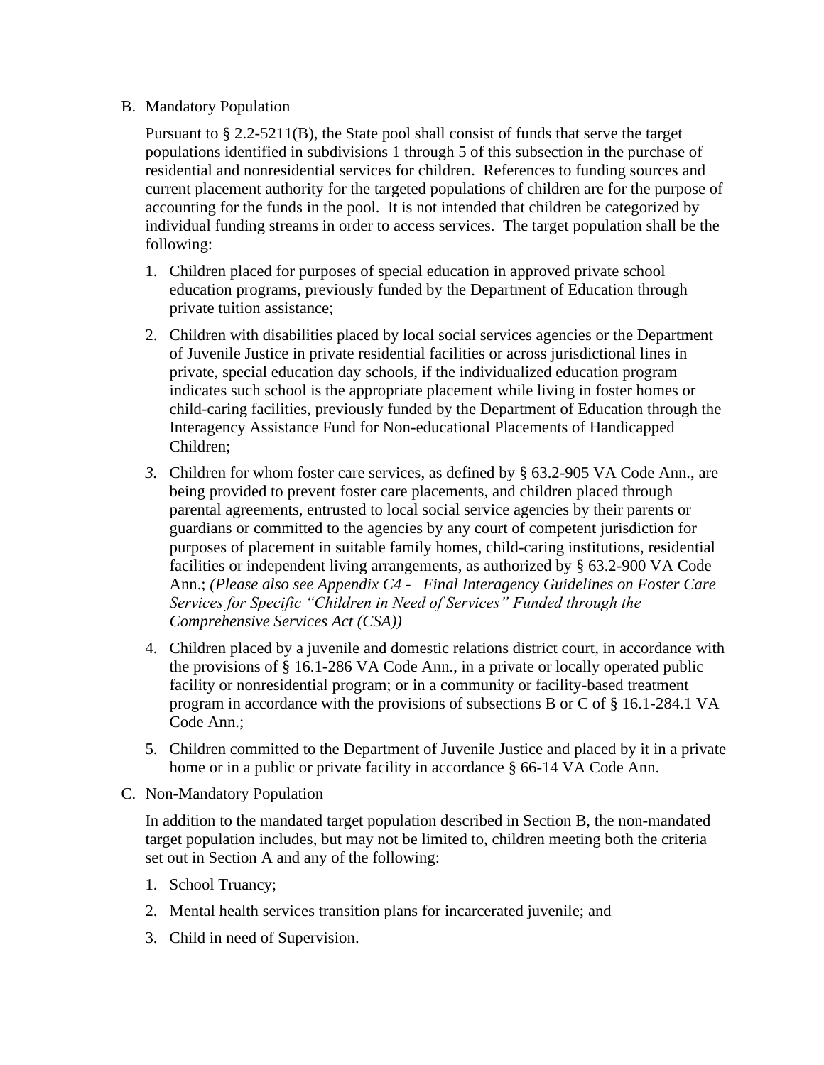B. Mandatory Population

Pursuant to § 2.2-5211(B), the State pool shall consist of funds that serve the target populations identified in subdivisions 1 through 5 of this subsection in the purchase of residential and nonresidential services for children. References to funding sources and current placement authority for the targeted populations of children are for the purpose of accounting for the funds in the pool. It is not intended that children be categorized by individual funding streams in order to access services. The target population shall be the following:

1. Children placed for purposes of special education in approved private school education programs, previously funded by the Department of Education through private tuition assistance;
2. Children with disabilities placed by local social services agencies or the Department of Juvenile Justice in private residential facilities or across jurisdictional lines in private, special education day schools, if the individualized education program indicates such school is the appropriate placement while living in foster homes or child-caring facilities, previously funded by the Department of Education through the Interagency Assistance Fund for Non-educational Placements of Handicapped Children;
3. Children for whom foster care services, as defined by § 63.2-905 VA Code Ann., are being provided to prevent foster care placements, and children placed through parental agreements, entrusted to local social service agencies by their parents or guardians or committed to the agencies by any court of competent jurisdiction for purposes of placement in suitable family homes, child-caring institutions, residential facilities or independent living arrangements, as authorized by § 63.2-900 VA Code Ann.; *(Please also see Appendix C4 - Final Interagency Guidelines on Foster Care Services for Specific "Children in Need of Services" Funded through the Comprehensive Services Act (CSA))*
4. Children placed by a juvenile and domestic relations district court, in accordance with the provisions of § 16.1-286 VA Code Ann., in a private or locally operated public facility or nonresidential program; or in a community or facility-based treatment program in accordance with the provisions of subsections B or C of § 16.1-284.1 VA Code Ann.;
5. Children committed to the Department of Juvenile Justice and placed by it in a private home or in a public or private facility in accordance § 66-14 VA Code Ann.

C. Non-Mandatory Population

In addition to the mandated target population described in Section B, the non-mandated target population includes, but may not be limited to, children meeting both the criteria set out in Section A and any of the following:

1. School Truancy;
2. Mental health services transition plans for incarcerated juvenile; and
3. Child in need of Supervision.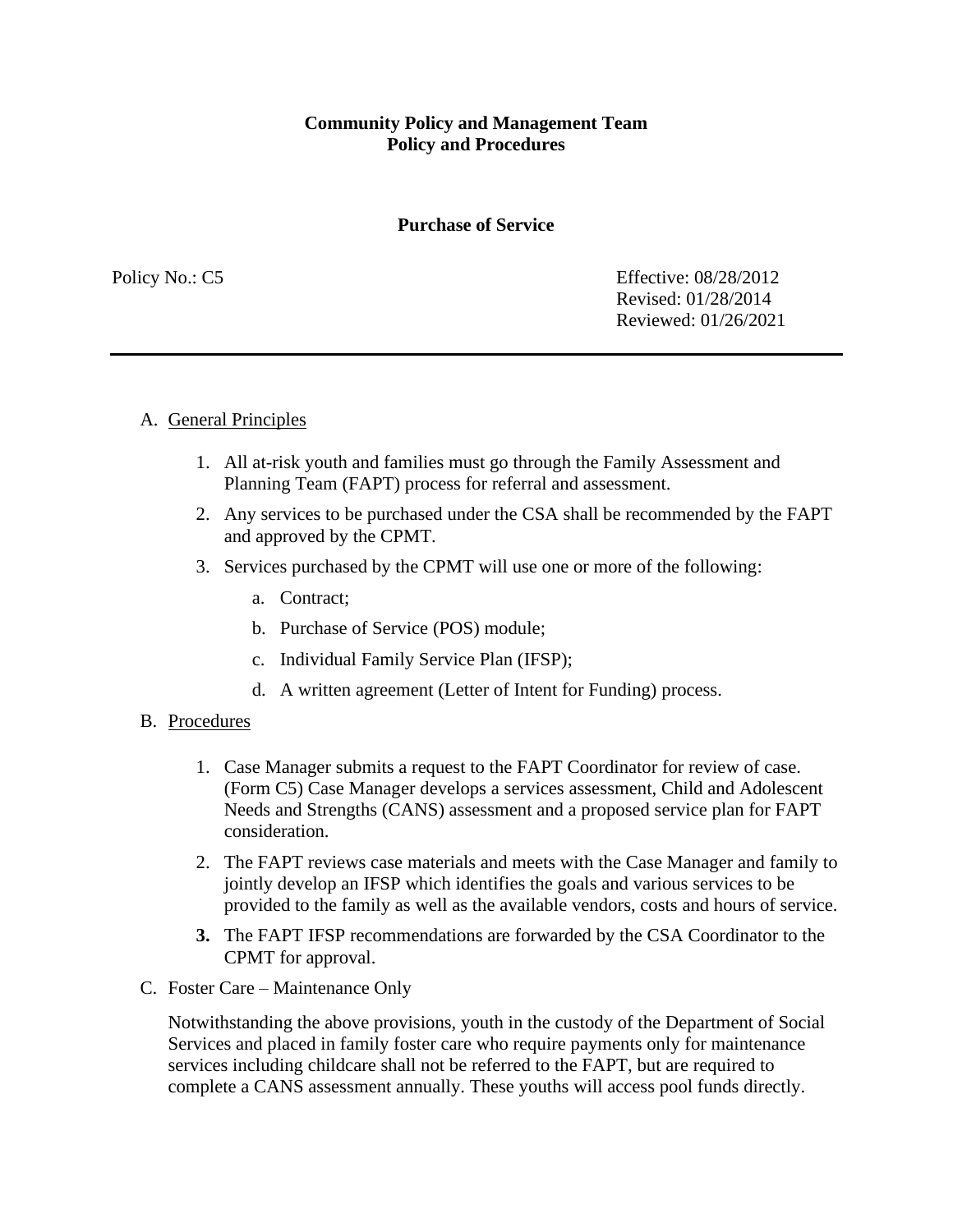**Community Policy and Management Team**
**Policy and Procedures**

**Purchase of Service**

Policy No.: C5

Effective: 08/28/2012
Revised: 01/28/2014
Reviewed: 01/26/2021

---

A. General Principles

1. All at-risk youth and families must go through the Family Assessment and Planning Team (FAPT) process for referral and assessment.
2. Any services to be purchased under the CSA shall be recommended by the FAPT and approved by the CPMT.
3. Services purchased by the CPMT will use one or more of the following:
    a. Contract;
    b. Purchase of Service (POS) module;
    c. Individual Family Service Plan (IFSP);
    d. A written agreement (Letter of Intent for Funding) process.

B. Procedures

1. Case Manager submits a request to the FAPT Coordinator for review of case. (Form C5) Case Manager develops a services assessment, Child and Adolescent Needs and Strengths (CANS) assessment and a proposed service plan for FAPT consideration.
2. The FAPT reviews case materials and meets with the Case Manager and family to jointly develop an IFSP which identifies the goals and various services to be provided to the family as well as the available vendors, costs and hours of service.
3. The FAPT IFSP recommendations are forwarded by the CSA Coordinator to the CPMT for approval.

C. Foster Care – Maintenance Only

Notwithstanding the above provisions, youth in the custody of the Department of Social Services and placed in family foster care who require payments only for maintenance services including childcare shall not be referred to the FAPT, but are required to complete a CANS assessment annually. These youths will access pool funds directly.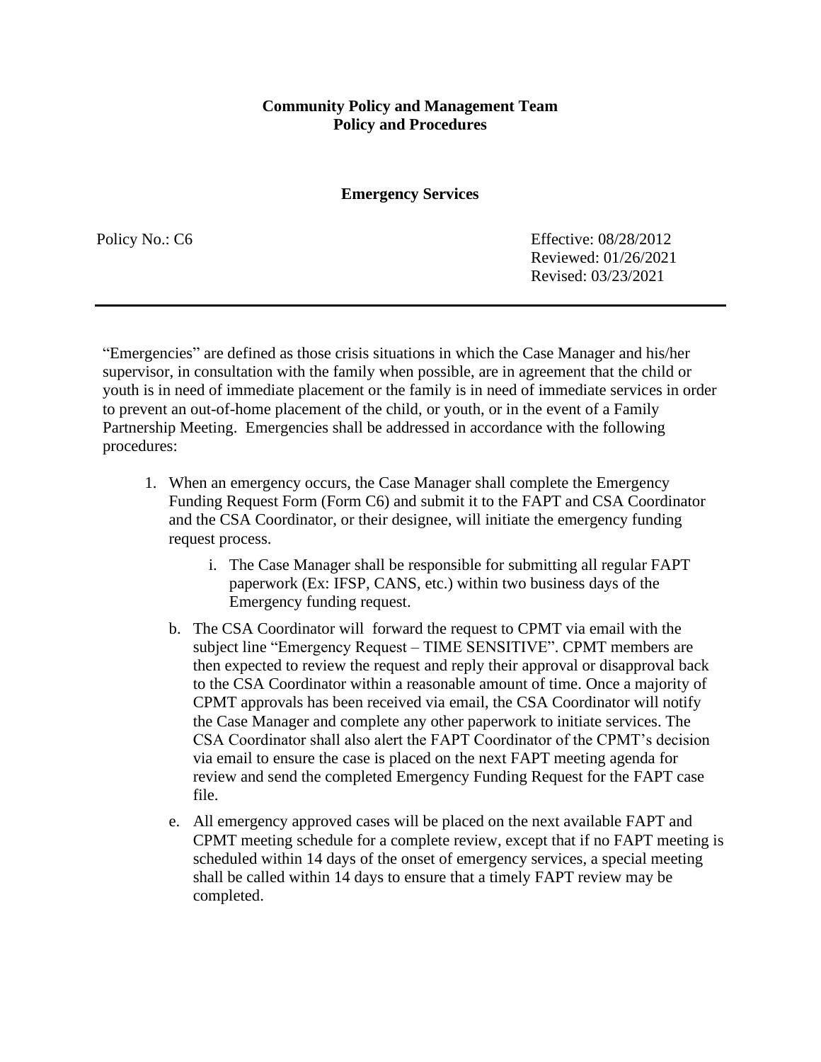**Community Policy and Management Team**
**Policy and Procedures**

**Emergency Services**

Policy No.: C6

Effective: 08/28/2012
Reviewed: 01/26/2021
Revised: 03/23/2021

---

"Emergencies" are defined as those crisis situations in which the Case Manager and his/her supervisor, in consultation with the family when possible, are in agreement that the child or youth is in need of immediate placement or the family is in need of immediate services in order to prevent an out-of-home placement of the child, or youth, or in the event of a Family Partnership Meeting. Emergencies shall be addressed in accordance with the following procedures:

1. When an emergency occurs, the Case Manager shall complete the Emergency Funding Request Form (Form C6) and submit it to the FAPT and CSA Coordinator and the CSA Coordinator, or their designee, will initiate the emergency funding request process.

   i. The Case Manager shall be responsible for submitting all regular FAPT paperwork (Ex: IFSP, CANS, etc.) within two business days of the Emergency funding request.

   b. The CSA Coordinator will forward the request to CPMT via email with the subject line "Emergency Request – TIME SENSITIVE". CPMT members are then expected to review the request and reply their approval or disapproval back to the CSA Coordinator within a reasonable amount of time. Once a majority of CPMT approvals has been received via email, the CSA Coordinator will notify the Case Manager and complete any other paperwork to initiate services. The CSA Coordinator shall also alert the FAPT Coordinator of the CPMT's decision via email to ensure the case is placed on the next FAPT meeting agenda for review and send the completed Emergency Funding Request for the FAPT case file.

   e. All emergency approved cases will be placed on the next available FAPT and CPMT meeting schedule for a complete review, except that if no FAPT meeting is scheduled within 14 days of the onset of emergency services, a special meeting shall be called within 14 days to ensure that a timely FAPT review may be completed.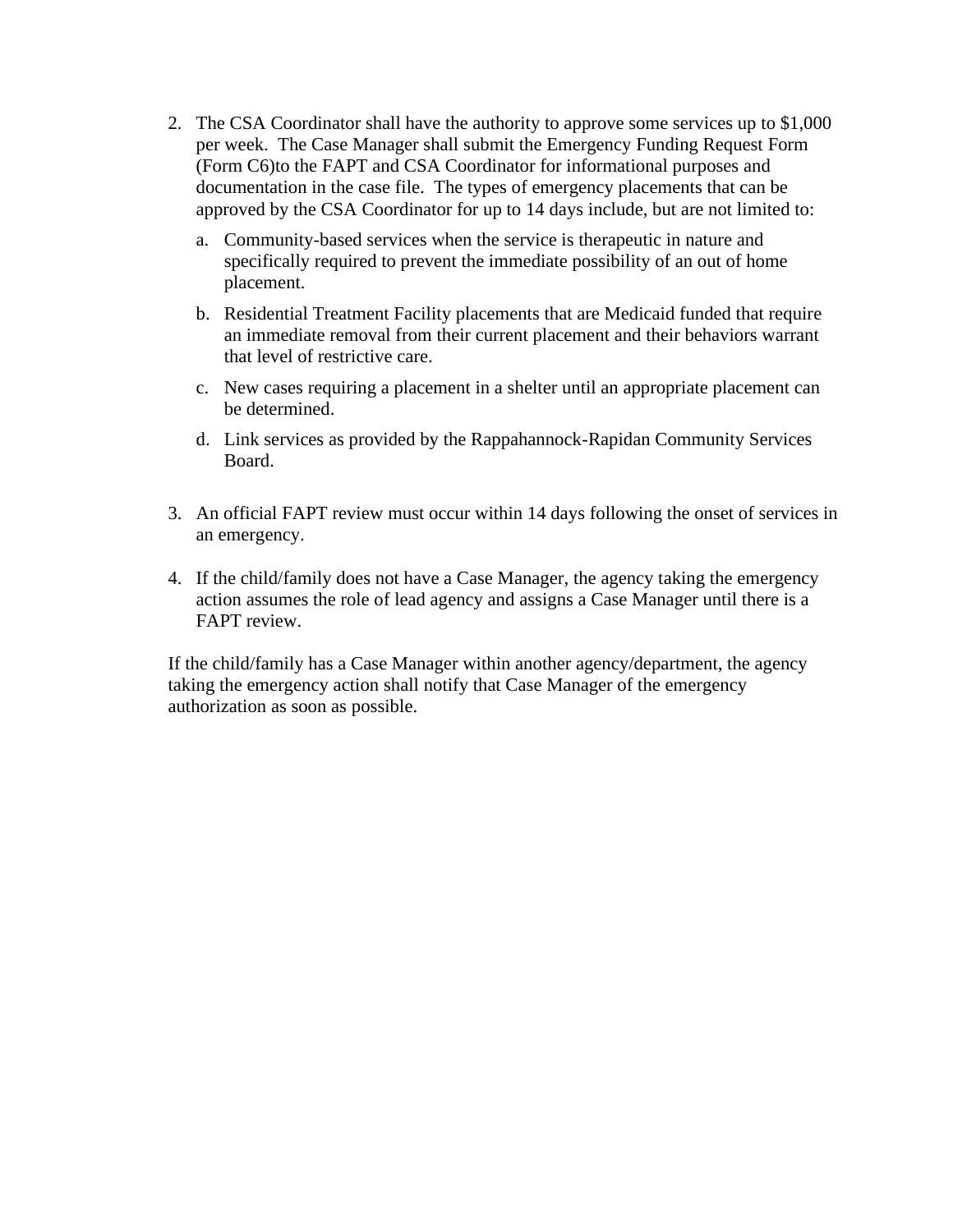2. The CSA Coordinator shall have the authority to approve some services up to $1,000 per week. The Case Manager shall submit the Emergency Funding Request Form (Form C6)to the FAPT and CSA Coordinator for informational purposes and documentation in the case file. The types of emergency placements that can be approved by the CSA Coordinator for up to 14 days include, but are not limited to:

   a. Community-based services when the service is therapeutic in nature and specifically required to prevent the immediate possibility of an out of home placement.

   b. Residential Treatment Facility placements that are Medicaid funded that require an immediate removal from their current placement and their behaviors warrant that level of restrictive care.

   c. New cases requiring a placement in a shelter until an appropriate placement can be determined.

   d. Link services as provided by the Rappahannock-Rapidan Community Services Board.

3. An official FAPT review must occur within 14 days following the onset of services in an emergency.

4. If the child/family does not have a Case Manager, the agency taking the emergency action assumes the role of lead agency and assigns a Case Manager until there is a FAPT review.

If the child/family has a Case Manager within another agency/department, the agency taking the emergency action shall notify that Case Manager of the emergency authorization as soon as possible.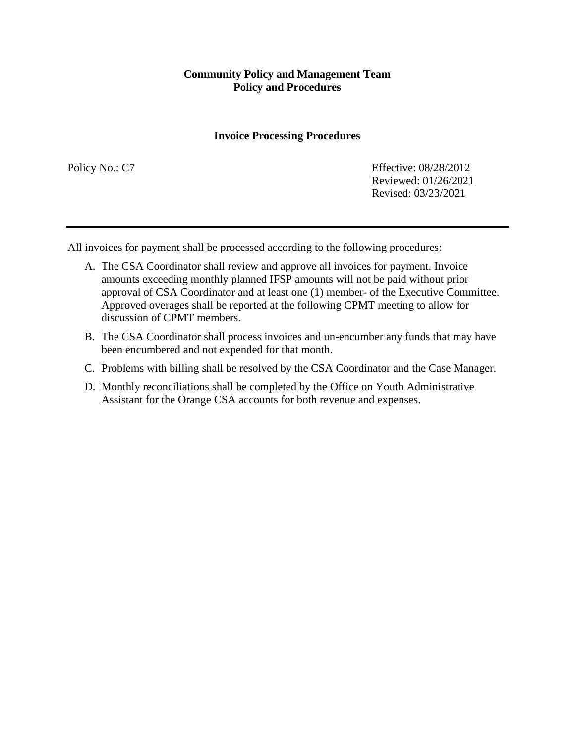**Community Policy and Management Team**
**Policy and Procedures**

**Invoice Processing Procedures**

Policy No.: C7

Effective: 08/28/2012
Reviewed: 01/26/2021
Revised: 03/23/2021

---

All invoices for payment shall be processed according to the following procedures:

A. The CSA Coordinator shall review and approve all invoices for payment. Invoice amounts exceeding monthly planned IFSP amounts will not be paid without prior approval of CSA Coordinator and at least one (1) member- of the Executive Committee. Approved overages shall be reported at the following CPMT meeting to allow for discussion of CPMT members.

B. The CSA Coordinator shall process invoices and un-encumber any funds that may have been encumbered and not expended for that month.

C. Problems with billing shall be resolved by the CSA Coordinator and the Case Manager.

D. Monthly reconciliations shall be completed by the Office on Youth Administrative Assistant for the Orange CSA accounts for both revenue and expenses.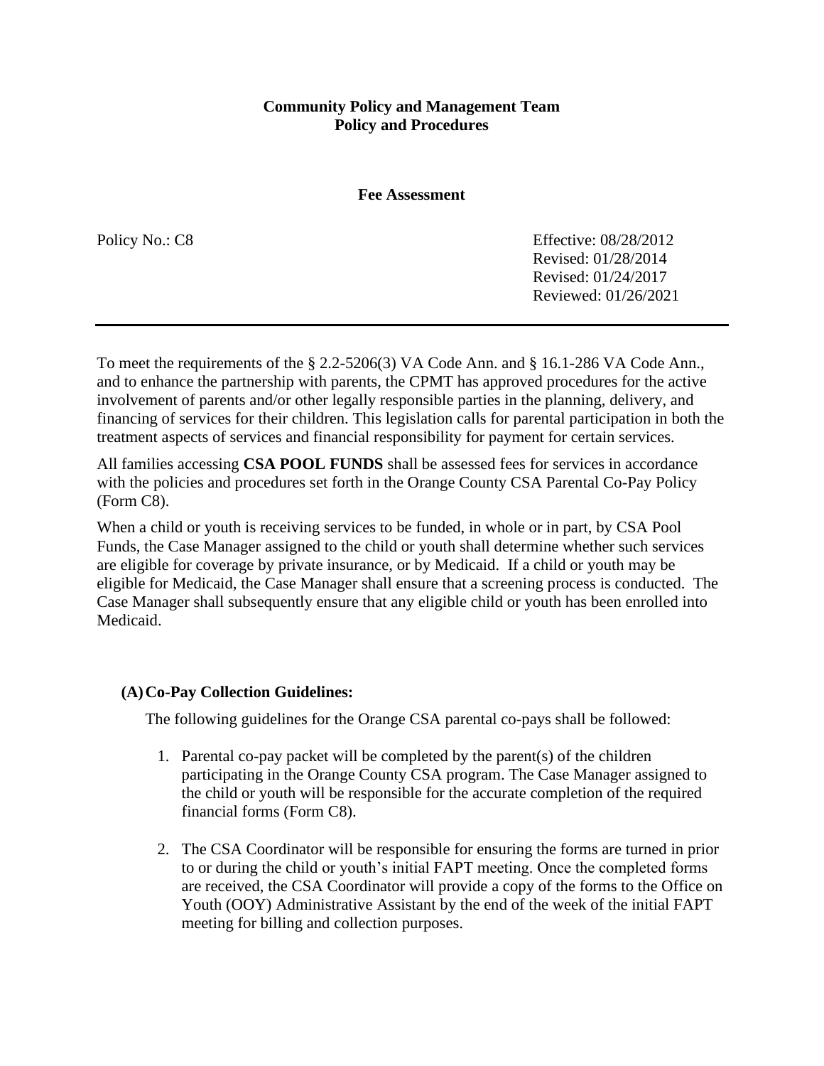**Community Policy and Management Team**
**Policy and Procedures**

**Fee Assessment**

Policy No.: C8

Effective: 08/28/2012
Revised: 01/28/2014
Revised: 01/24/2017
Reviewed: 01/26/2021

---

To meet the requirements of the § 2.2-5206(3) VA Code Ann. and § 16.1-286 VA Code Ann., and to enhance the partnership with parents, the CPMT has approved procedures for the active involvement of parents and/or other legally responsible parties in the planning, delivery, and financing of services for their children. This legislation calls for parental participation in both the treatment aspects of services and financial responsibility for payment for certain services.

All families accessing **CSA POOL FUNDS** shall be assessed fees for services in accordance with the policies and procedures set forth in the Orange County CSA Parental Co-Pay Policy (Form C8).

When a child or youth is receiving services to be funded, in whole or in part, by CSA Pool Funds, the Case Manager assigned to the child or youth shall determine whether such services are eligible for coverage by private insurance, or by Medicaid. If a child or youth may be eligible for Medicaid, the Case Manager shall ensure that a screening process is conducted. The Case Manager shall subsequently ensure that any eligible child or youth has been enrolled into Medicaid.

**(A) Co-Pay Collection Guidelines:**

The following guidelines for the Orange CSA parental co-pays shall be followed:

1. Parental co-pay packet will be completed by the parent(s) of the children participating in the Orange County CSA program. The Case Manager assigned to the child or youth will be responsible for the accurate completion of the required financial forms (Form C8).

2. The CSA Coordinator will be responsible for ensuring the forms are turned in prior to or during the child or youth's initial FAPT meeting. Once the completed forms are received, the CSA Coordinator will provide a copy of the forms to the Office on Youth (OOY) Administrative Assistant by the end of the week of the initial FAPT meeting for billing and collection purposes.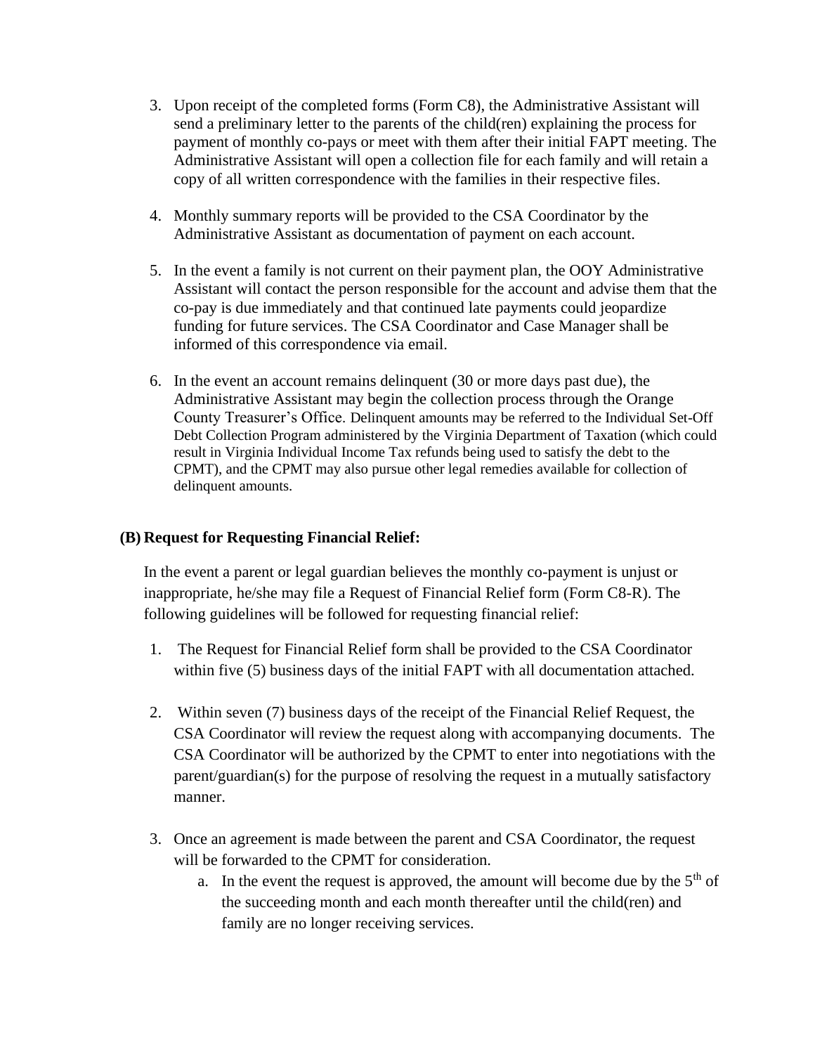3. Upon receipt of the completed forms (Form C8), the Administrative Assistant will send a preliminary letter to the parents of the child(ren) explaining the process for payment of monthly co-pays or meet with them after their initial FAPT meeting. The Administrative Assistant will open a collection file for each family and will retain a copy of all written correspondence with the families in their respective files.

4. Monthly summary reports will be provided to the CSA Coordinator by the Administrative Assistant as documentation of payment on each account.

5. In the event a family is not current on their payment plan, the OOY Administrative Assistant will contact the person responsible for the account and advise them that the co-pay is due immediately and that continued late payments could jeopardize funding for future services. The CSA Coordinator and Case Manager shall be informed of this correspondence via email.

6. In the event an account remains delinquent (30 or more days past due), the Administrative Assistant may begin the collection process through the Orange County Treasurer's Office. Delinquent amounts may be referred to the Individual Set-Off Debt Collection Program administered by the Virginia Department of Taxation (which could result in Virginia Individual Income Tax refunds being used to satisfy the debt to the CPMT), and the CPMT may also pursue other legal remedies available for collection of delinquent amounts.

**(B) Request for Requesting Financial Relief:**

In the event a parent or legal guardian believes the monthly co-payment is unjust or inappropriate, he/she may file a Request of Financial Relief form (Form C8-R). The following guidelines will be followed for requesting financial relief:

1. The Request for Financial Relief form shall be provided to the CSA Coordinator within five (5) business days of the initial FAPT with all documentation attached.

2. Within seven (7) business days of the receipt of the Financial Relief Request, the CSA Coordinator will review the request along with accompanying documents. The CSA Coordinator will be authorized by the CPMT to enter into negotiations with the parent/guardian(s) for the purpose of resolving the request in a mutually satisfactory manner.

3. Once an agreement is made between the parent and CSA Coordinator, the request will be forwarded to the CPMT for consideration.
   a. In the event the request is approved, the amount will become due by the 5th of the succeeding month and each month thereafter until the child(ren) and family are no longer receiving services.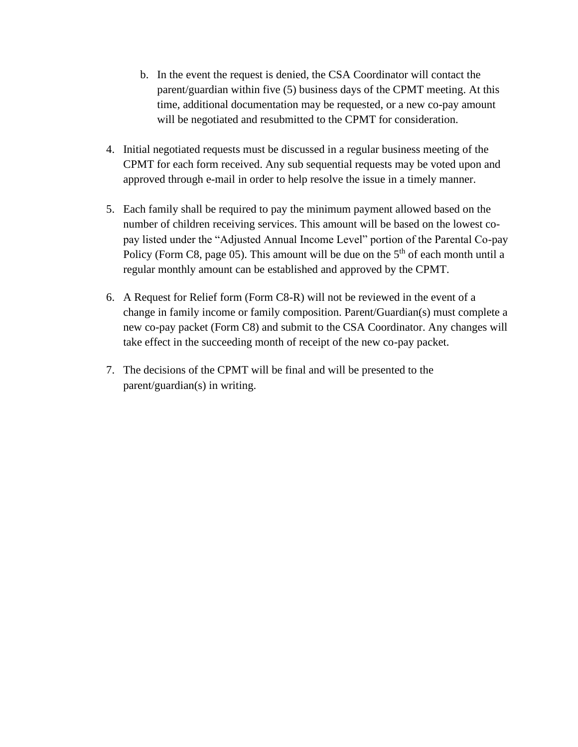b. In the event the request is denied, the CSA Coordinator will contact the parent/guardian within five (5) business days of the CPMT meeting. At this time, additional documentation may be requested, or a new co-pay amount will be negotiated and resubmitted to the CPMT for consideration.

4. Initial negotiated requests must be discussed in a regular business meeting of the CPMT for each form received. Any sub sequential requests may be voted upon and approved through e-mail in order to help resolve the issue in a timely manner.

5. Each family shall be required to pay the minimum payment allowed based on the number of children receiving services. This amount will be based on the lowest co-pay listed under the "Adjusted Annual Income Level" portion of the Parental Co-pay Policy (Form C8, page 05). This amount will be due on the 5th of each month until a regular monthly amount can be established and approved by the CPMT.

6. A Request for Relief form (Form C8-R) will not be reviewed in the event of a change in family income or family composition. Parent/Guardian(s) must complete a new co-pay packet (Form C8) and submit to the CSA Coordinator. Any changes will take effect in the succeeding month of receipt of the new co-pay packet.

7. The decisions of the CPMT will be final and will be presented to the parent/guardian(s) in writing.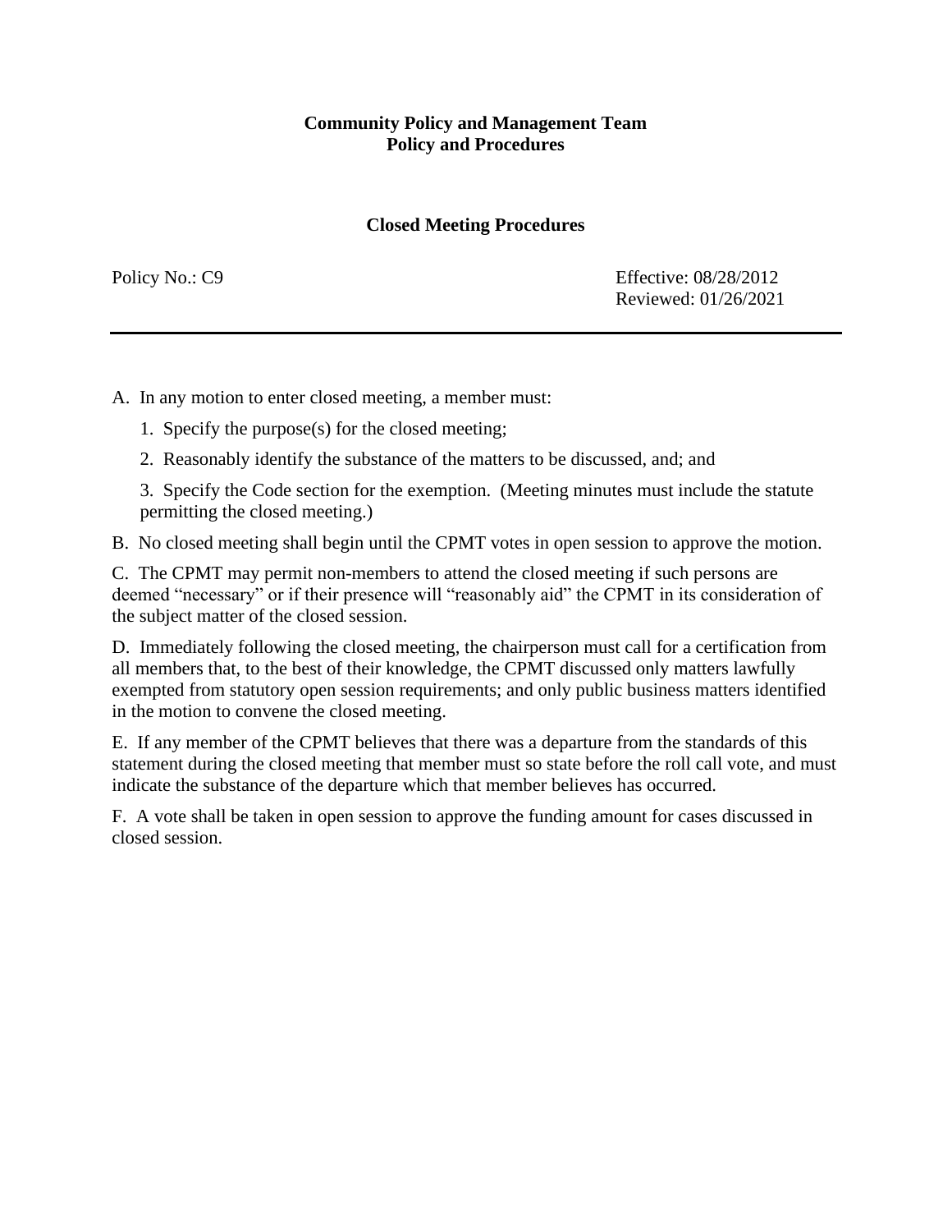**Community Policy and Management Team**
**Policy and Procedures**

**Closed Meeting Procedures**

Policy No.: C9

Effective: 08/28/2012
Reviewed: 01/26/2021

---

A. In any motion to enter closed meeting, a member must:

1. Specify the purpose(s) for the closed meeting;
2. Reasonably identify the substance of the matters to be discussed, and; and
3. Specify the Code section for the exemption. (Meeting minutes must include the statute permitting the closed meeting.)

B. No closed meeting shall begin until the CPMT votes in open session to approve the motion.

C. The CPMT may permit non-members to attend the closed meeting if such persons are deemed "necessary" or if their presence will "reasonably aid" the CPMT in its consideration of the subject matter of the closed session.

D. Immediately following the closed meeting, the chairperson must call for a certification from all members that, to the best of their knowledge, the CPMT discussed only matters lawfully exempted from statutory open session requirements; and only public business matters identified in the motion to convene the closed meeting.

E. If any member of the CPMT believes that there was a departure from the standards of this statement during the closed meeting that member must so state before the roll call vote, and must indicate the substance of the departure which that member believes has occurred.

F. A vote shall be taken in open session to approve the funding amount for cases discussed in closed session.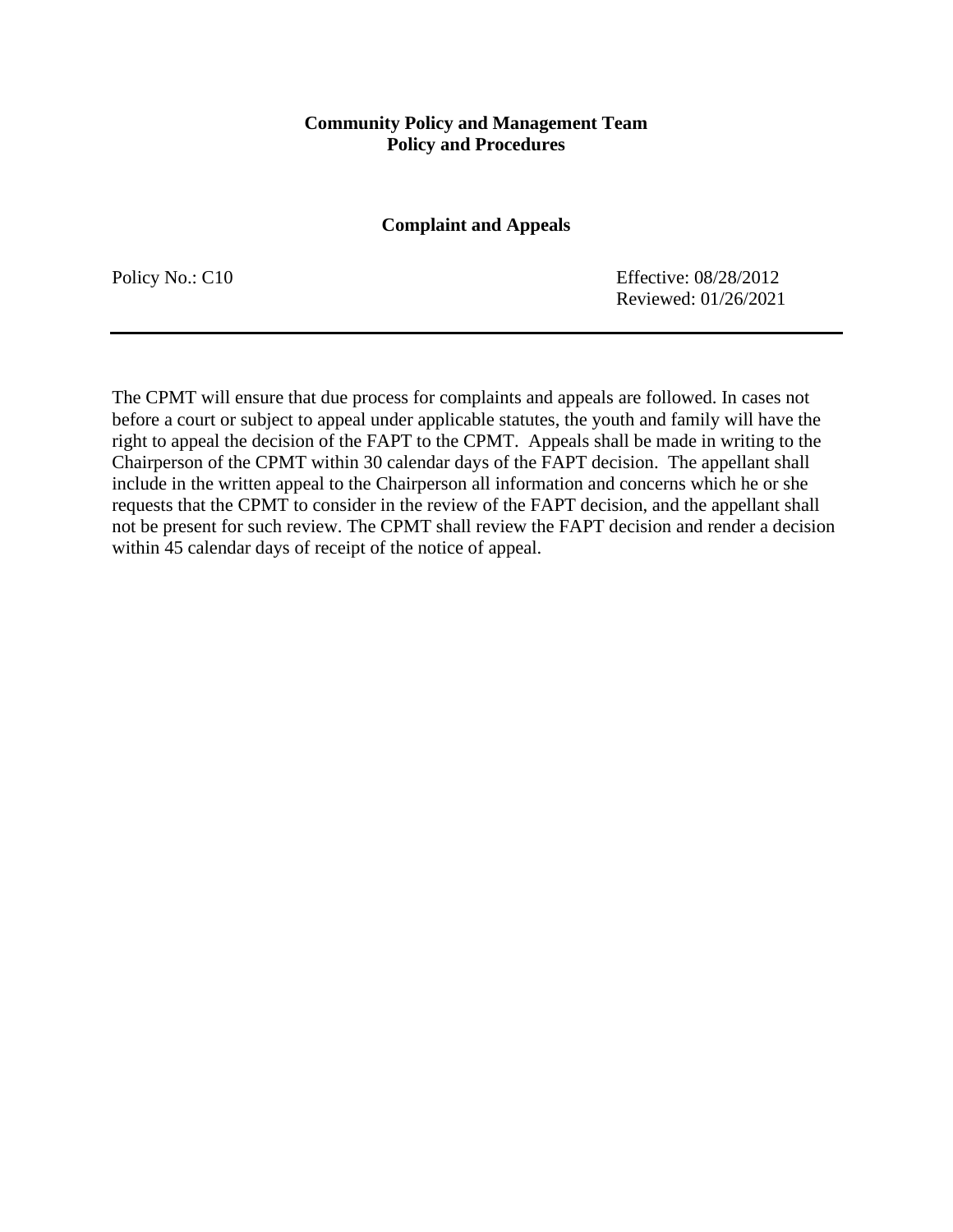**Community Policy and Management Team**
**Policy and Procedures**

## Complaint and Appeals

Policy No.: C10

Effective: 08/28/2012
Reviewed: 01/26/2021

---

The CPMT will ensure that due process for complaints and appeals are followed. In cases not before a court or subject to appeal under applicable statutes, the youth and family will have the right to appeal the decision of the FAPT to the CPMT. Appeals shall be made in writing to the Chairperson of the CPMT within 30 calendar days of the FAPT decision. The appellant shall include in the written appeal to the Chairperson all information and concerns which he or she requests that the CPMT to consider in the review of the FAPT decision, and the appellant shall not be present for such review. The CPMT shall review the FAPT decision and render a decision within 45 calendar days of receipt of the notice of appeal.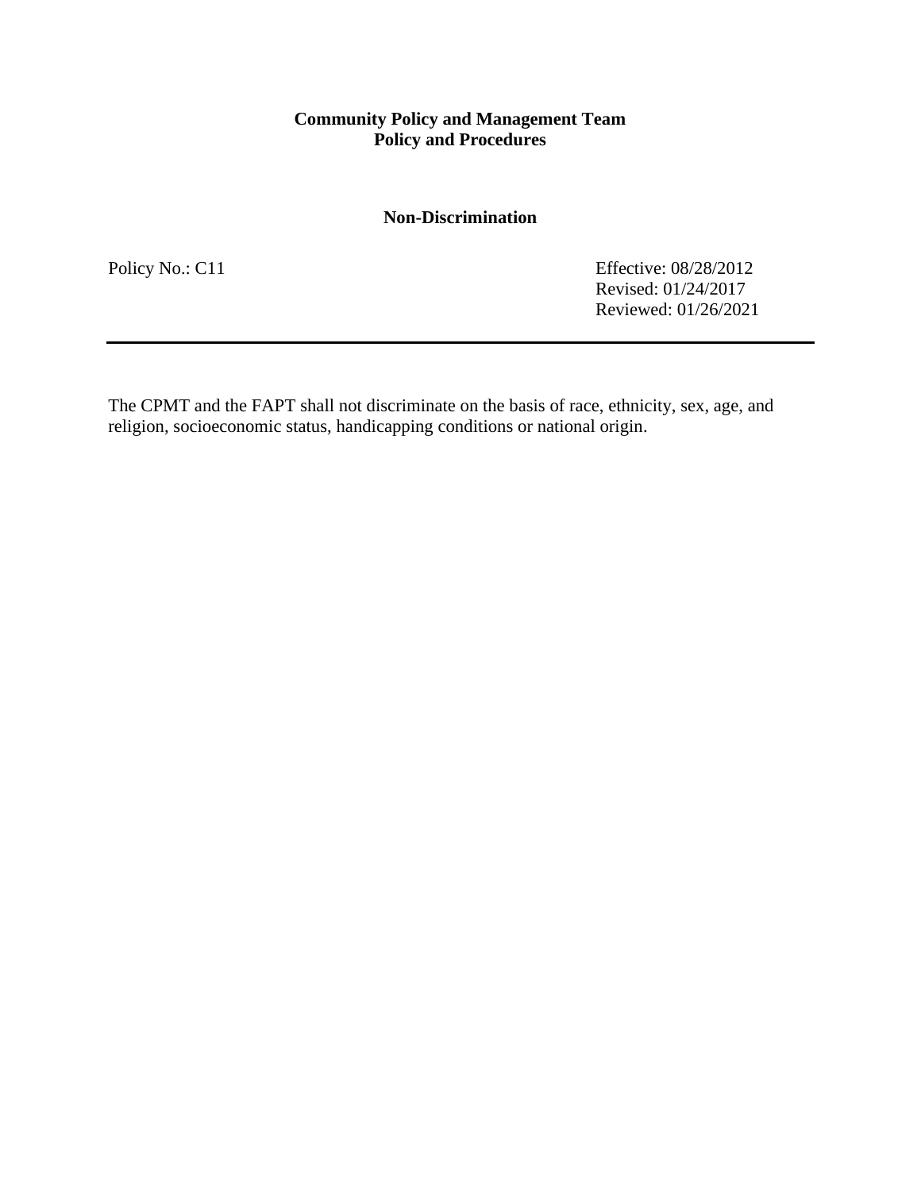**Community Policy and Management Team**
**Policy and Procedures**

**Non-Discrimination**

Policy No.: C11

Effective: 08/28/2012
Revised: 01/24/2017
Reviewed: 01/26/2021

---

The CPMT and the FAPT shall not discriminate on the basis of race, ethnicity, sex, age, and religion, socioeconomic status, handicapping conditions or national origin.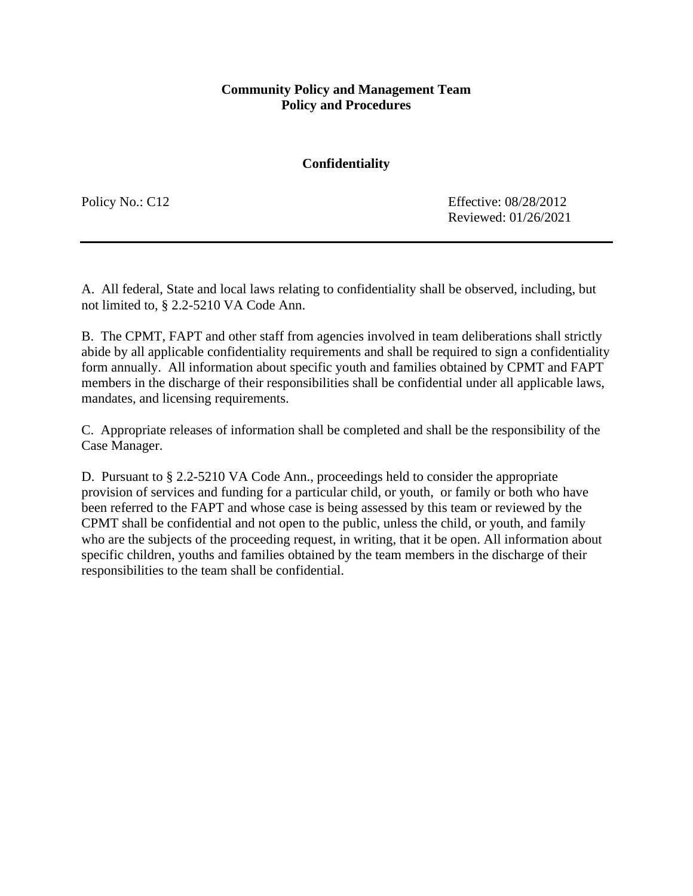**Community Policy and Management Team**
**Policy and Procedures**

## Confidentiality

Policy No.: C12

Effective: 08/28/2012
Reviewed: 01/26/2021

---

A. All federal, State and local laws relating to confidentiality shall be observed, including, but not limited to, § 2.2-5210 VA Code Ann.

B. The CPMT, FAPT and other staff from agencies involved in team deliberations shall strictly abide by all applicable confidentiality requirements and shall be required to sign a confidentiality form annually. All information about specific youth and families obtained by CPMT and FAPT members in the discharge of their responsibilities shall be confidential under all applicable laws, mandates, and licensing requirements.

C. Appropriate releases of information shall be completed and shall be the responsibility of the Case Manager.

D. Pursuant to § 2.2-5210 VA Code Ann., proceedings held to consider the appropriate provision of services and funding for a particular child, or youth, or family or both who have been referred to the FAPT and whose case is being assessed by this team or reviewed by the CPMT shall be confidential and not open to the public, unless the child, or youth, and family who are the subjects of the proceeding request, in writing, that it be open. All information about specific children, youths and families obtained by the team members in the discharge of their responsibilities to the team shall be confidential.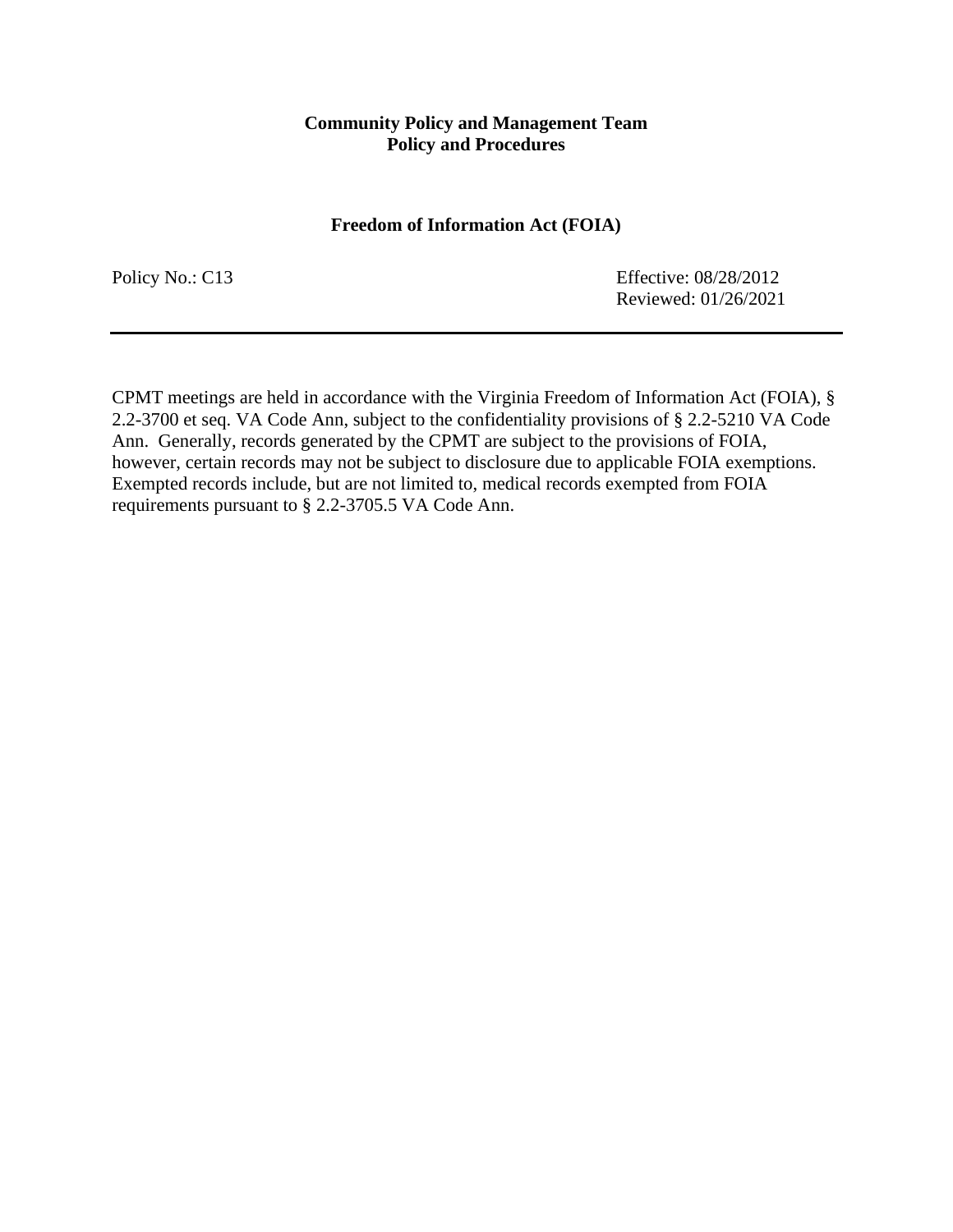**Community Policy and Management Team**
**Policy and Procedures**

**Freedom of Information Act (FOIA)**

Policy No.: C13

Effective: 08/28/2012
Reviewed: 01/26/2021

---

CPMT meetings are held in accordance with the Virginia Freedom of Information Act (FOIA), § 2.2-3700 et seq. VA Code Ann, subject to the confidentiality provisions of § 2.2-5210 VA Code Ann. Generally, records generated by the CPMT are subject to the provisions of FOIA, however, certain records may not be subject to disclosure due to applicable FOIA exemptions. Exempted records include, but are not limited to, medical records exempted from FOIA requirements pursuant to § 2.2-3705.5 VA Code Ann.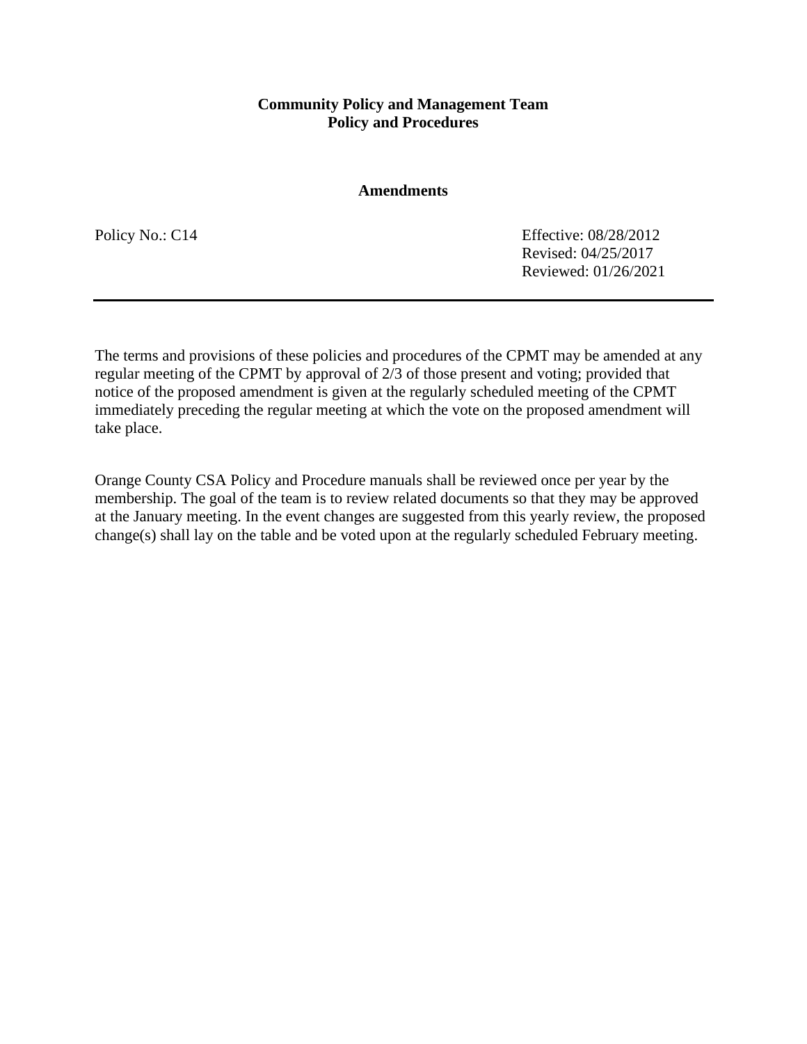**Community Policy and Management Team**
**Policy and Procedures**

**Amendments**

Policy No.: C14

Effective: 08/28/2012
Revised: 04/25/2017
Reviewed: 01/26/2021

---

The terms and provisions of these policies and procedures of the CPMT may be amended at any regular meeting of the CPMT by approval of 2/3 of those present and voting; provided that notice of the proposed amendment is given at the regularly scheduled meeting of the CPMT immediately preceding the regular meeting at which the vote on the proposed amendment will take place.

Orange County CSA Policy and Procedure manuals shall be reviewed once per year by the membership. The goal of the team is to review related documents so that they may be approved at the January meeting. In the event changes are suggested from this yearly review, the proposed change(s) shall lay on the table and be voted upon at the regularly scheduled February meeting.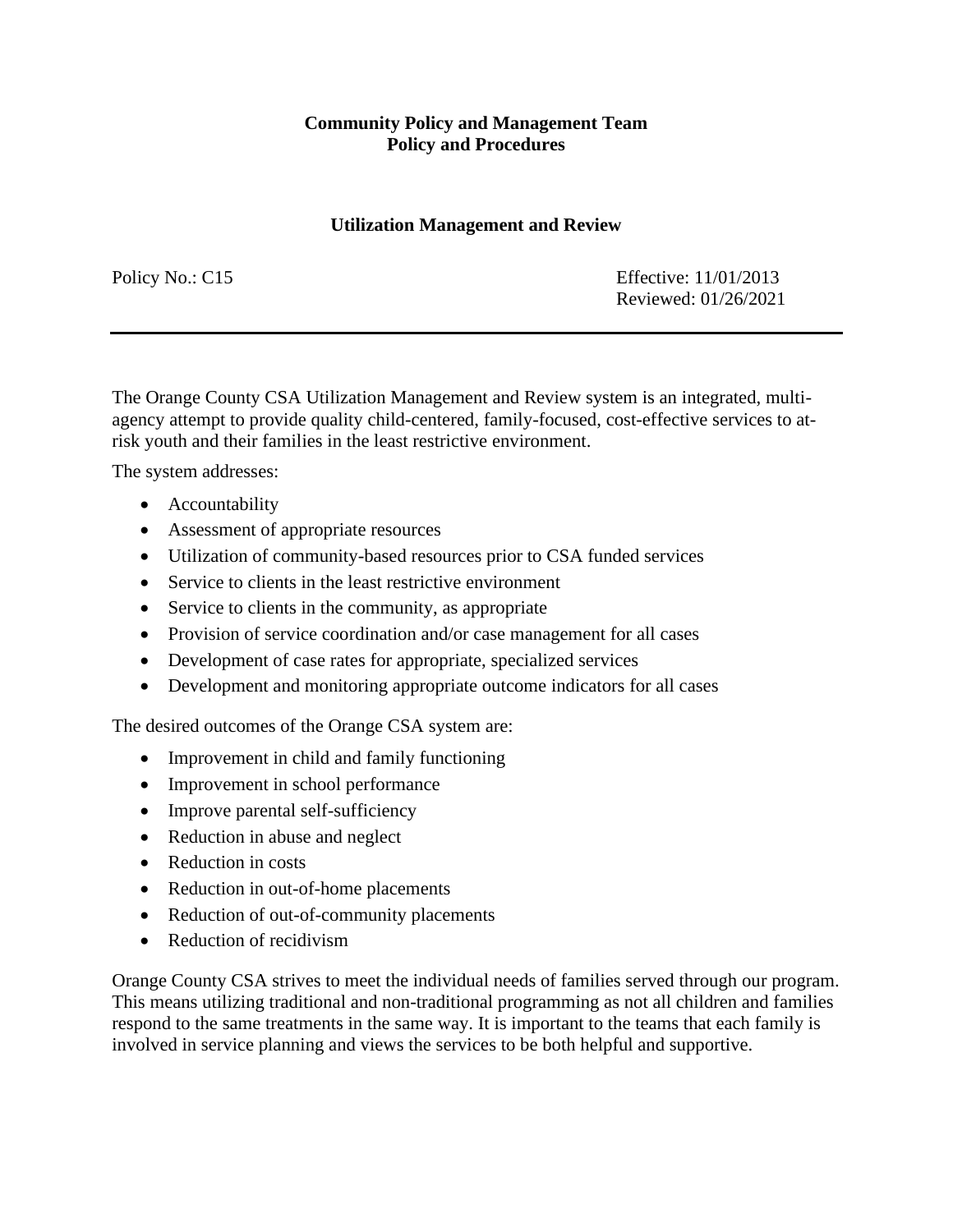**Community Policy and Management Team**
**Policy and Procedures**

## Utilization Management and Review

Policy No.: C15

Effective: 11/01/2013
Reviewed: 01/26/2021

---

The Orange County CSA Utilization Management and Review system is an integrated, multi-agency attempt to provide quality child-centered, family-focused, cost-effective services to at-risk youth and their families in the least restrictive environment.

The system addresses:

- Accountability
- Assessment of appropriate resources
- Utilization of community-based resources prior to CSA funded services
- Service to clients in the least restrictive environment
- Service to clients in the community, as appropriate
- Provision of service coordination and/or case management for all cases
- Development of case rates for appropriate, specialized services
- Development and monitoring appropriate outcome indicators for all cases

The desired outcomes of the Orange CSA system are:

- Improvement in child and family functioning
- Improvement in school performance
- Improve parental self-sufficiency
- Reduction in abuse and neglect
- Reduction in costs
- Reduction in out-of-home placements
- Reduction of out-of-community placements
- Reduction of recidivism

Orange County CSA strives to meet the individual needs of families served through our program. This means utilizing traditional and non-traditional programming as not all children and families respond to the same treatments in the same way. It is important to the teams that each family is involved in service planning and views the services to be both helpful and supportive.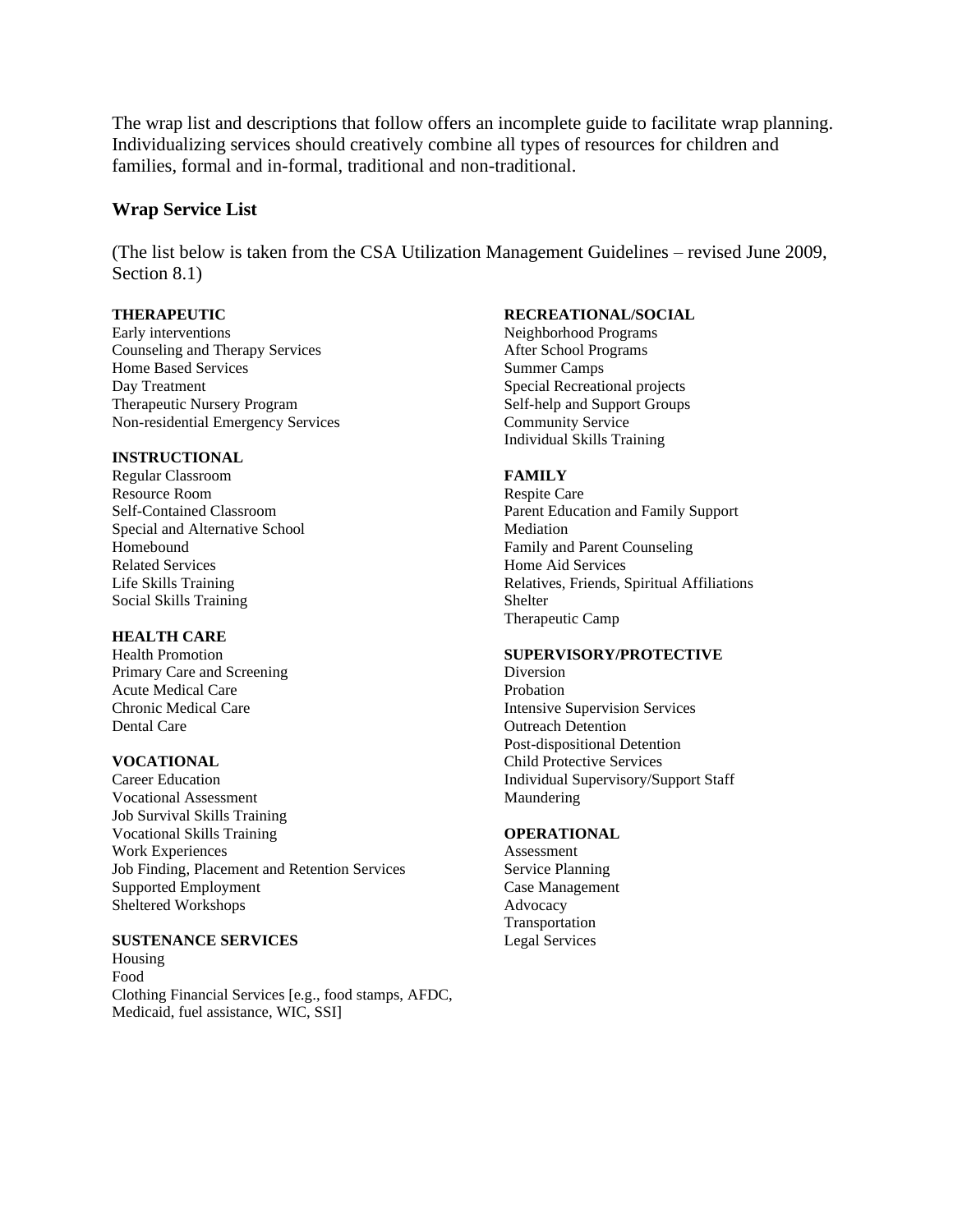The wrap list and descriptions that follow offers an incomplete guide to facilitate wrap planning. Individualizing services should creatively combine all types of resources for children and families, formal and in-formal, traditional and non-traditional.

### Wrap Service List

(The list below is taken from the CSA Utilization Management Guidelines – revised June 2009, Section 8.1)

**THERAPEUTIC**
Early interventions
Counseling and Therapy Services
Home Based Services
Day Treatment
Therapeutic Nursery Program
Non-residential Emergency Services

**INSTRUCTIONAL**
Regular Classroom
Resource Room
Self-Contained Classroom
Special and Alternative School
Homebound
Related Services
Life Skills Training
Social Skills Training

**HEALTH CARE**
Health Promotion
Primary Care and Screening
Acute Medical Care
Chronic Medical Care
Dental Care

**VOCATIONAL**
Career Education
Vocational Assessment
Job Survival Skills Training
Vocational Skills Training
Work Experiences
Job Finding, Placement and Retention Services
Supported Employment
Sheltered Workshops

**SUSTENANCE SERVICES**
Housing
Food
Clothing Financial Services [e.g., food stamps, AFDC, Medicaid, fuel assistance, WIC, SSI]

**RECREATIONAL/SOCIAL**
Neighborhood Programs
After School Programs
Summer Camps
Special Recreational projects
Self-help and Support Groups
Community Service
Individual Skills Training

**FAMILY**
Respite Care
Parent Education and Family Support
Mediation
Family and Parent Counseling
Home Aid Services
Relatives, Friends, Spiritual Affiliations
Shelter
Therapeutic Camp

**SUPERVISORY/PROTECTIVE**
Diversion
Probation
Intensive Supervision Services
Outreach Detention
Post-dispositional Detention
Child Protective Services
Individual Supervisory/Support Staff
Maundering

**OPERATIONAL**
Assessment
Service Planning
Case Management
Advocacy
Transportation
Legal Services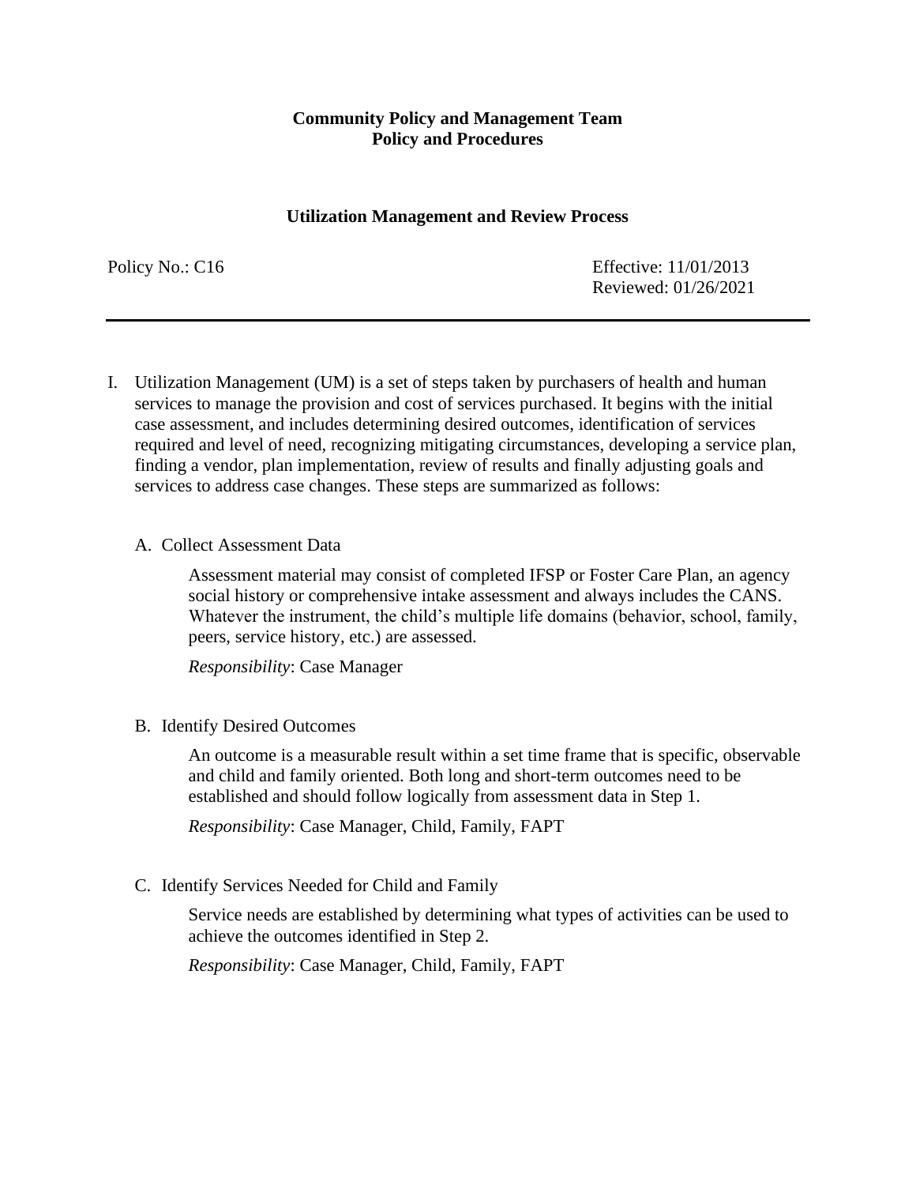**Community Policy and Management Team**
**Policy and Procedures**

**Utilization Management and Review Process**

Policy No.: C16

Effective: 11/01/2013
Reviewed: 01/26/2021

---

I. Utilization Management (UM) is a set of steps taken by purchasers of health and human services to manage the provision and cost of services purchased. It begins with the initial case assessment, and includes determining desired outcomes, identification of services required and level of need, recognizing mitigating circumstances, developing a service plan, finding a vendor, plan implementation, review of results and finally adjusting goals and services to address case changes. These steps are summarized as follows:

   A. Collect Assessment Data

      Assessment material may consist of completed IFSP or Foster Care Plan, an agency social history or comprehensive intake assessment and always includes the CANS. Whatever the instrument, the child's multiple life domains (behavior, school, family, peers, service history, etc.) are assessed.

      *Responsibility*: Case Manager

   B. Identify Desired Outcomes

      An outcome is a measurable result within a set time frame that is specific, observable and child and family oriented. Both long and short-term outcomes need to be established and should follow logically from assessment data in Step 1.

      *Responsibility*: Case Manager, Child, Family, FAPT

   C. Identify Services Needed for Child and Family

      Service needs are established by determining what types of activities can be used to achieve the outcomes identified in Step 2.

      *Responsibility*: Case Manager, Child, Family, FAPT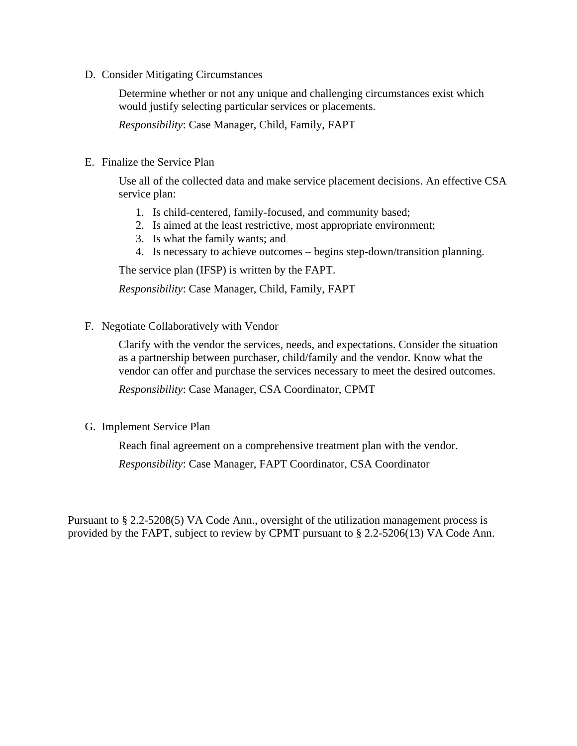D. Consider Mitigating Circumstances

Determine whether or not any unique and challenging circumstances exist which would justify selecting particular services or placements.

*Responsibility*: Case Manager, Child, Family, FAPT

E. Finalize the Service Plan

Use all of the collected data and make service placement decisions. An effective CSA service plan:

1. Is child-centered, family-focused, and community based;
2. Is aimed at the least restrictive, most appropriate environment;
3. Is what the family wants; and
4. Is necessary to achieve outcomes – begins step-down/transition planning.

The service plan (IFSP) is written by the FAPT.

*Responsibility*: Case Manager, Child, Family, FAPT

F. Negotiate Collaboratively with Vendor

Clarify with the vendor the services, needs, and expectations. Consider the situation as a partnership between purchaser, child/family and the vendor. Know what the vendor can offer and purchase the services necessary to meet the desired outcomes.

*Responsibility*: Case Manager, CSA Coordinator, CPMT

G. Implement Service Plan

Reach final agreement on a comprehensive treatment plan with the vendor.

*Responsibility*: Case Manager, FAPT Coordinator, CSA Coordinator

Pursuant to § 2.2-5208(5) VA Code Ann., oversight of the utilization management process is provided by the FAPT, subject to review by CPMT pursuant to § 2.2-5206(13) VA Code Ann.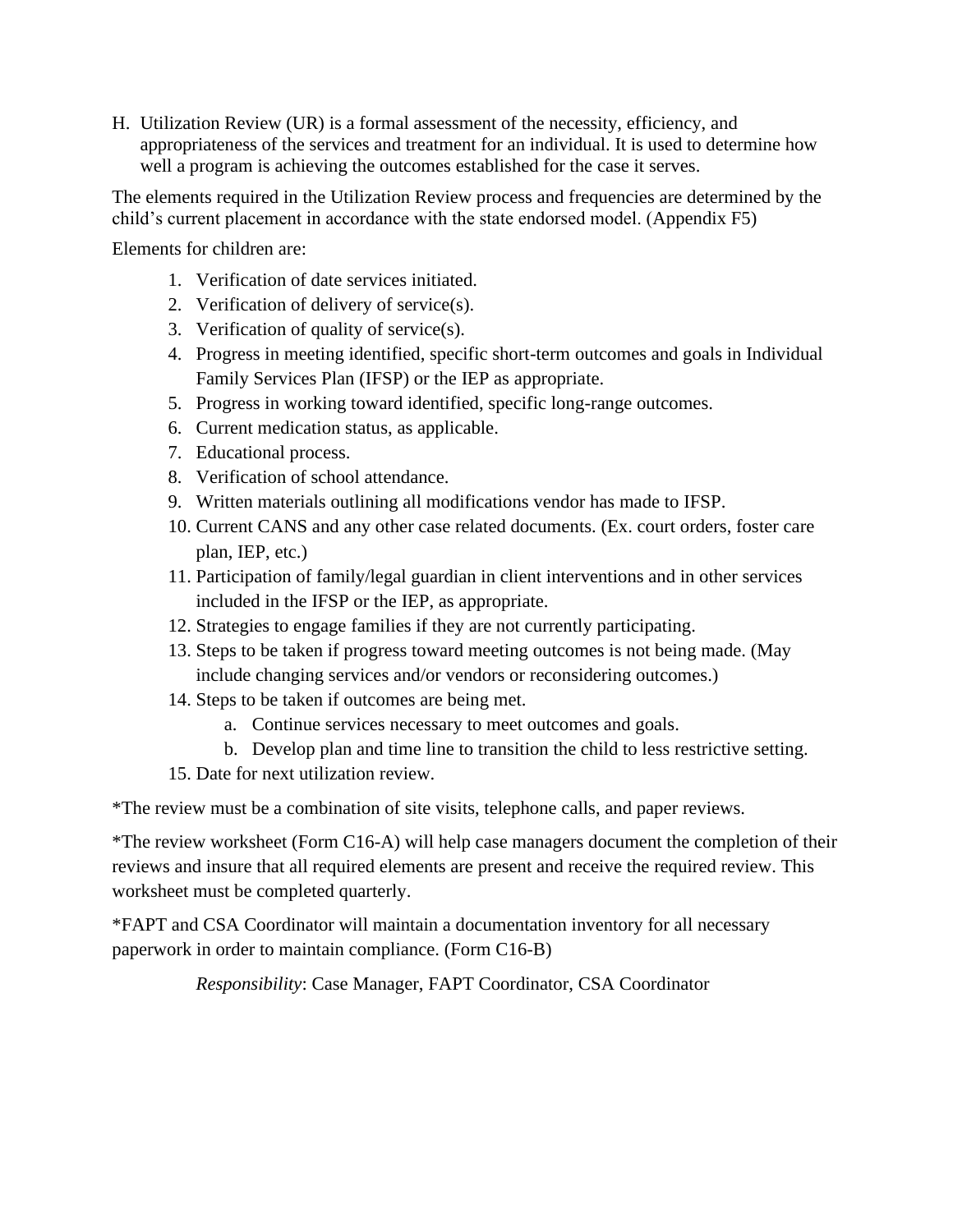H. Utilization Review (UR) is a formal assessment of the necessity, efficiency, and appropriateness of the services and treatment for an individual. It is used to determine how well a program is achieving the outcomes established for the case it serves.

The elements required in the Utilization Review process and frequencies are determined by the child's current placement in accordance with the state endorsed model. (Appendix F5)

Elements for children are:

1. Verification of date services initiated.
2. Verification of delivery of service(s).
3. Verification of quality of service(s).
4. Progress in meeting identified, specific short-term outcomes and goals in Individual Family Services Plan (IFSP) or the IEP as appropriate.
5. Progress in working toward identified, specific long-range outcomes.
6. Current medication status, as applicable.
7. Educational process.
8. Verification of school attendance.
9. Written materials outlining all modifications vendor has made to IFSP.
10. Current CANS and any other case related documents. (Ex. court orders, foster care plan, IEP, etc.)
11. Participation of family/legal guardian in client interventions and in other services included in the IFSP or the IEP, as appropriate.
12. Strategies to engage families if they are not currently participating.
13. Steps to be taken if progress toward meeting outcomes is not being made. (May include changing services and/or vendors or reconsidering outcomes.)
14. Steps to be taken if outcomes are being met.
    a. Continue services necessary to meet outcomes and goals.
    b. Develop plan and time line to transition the child to less restrictive setting.
15. Date for next utilization review.

*The review must be a combination of site visits, telephone calls, and paper reviews.

*The review worksheet (Form C16-A) will help case managers document the completion of their reviews and insure that all required elements are present and receive the required review. This worksheet must be completed quarterly.

*FAPT and CSA Coordinator will maintain a documentation inventory for all necessary paperwork in order to maintain compliance. (Form C16-B)

*Responsibility*: Case Manager, FAPT Coordinator, CSA Coordinator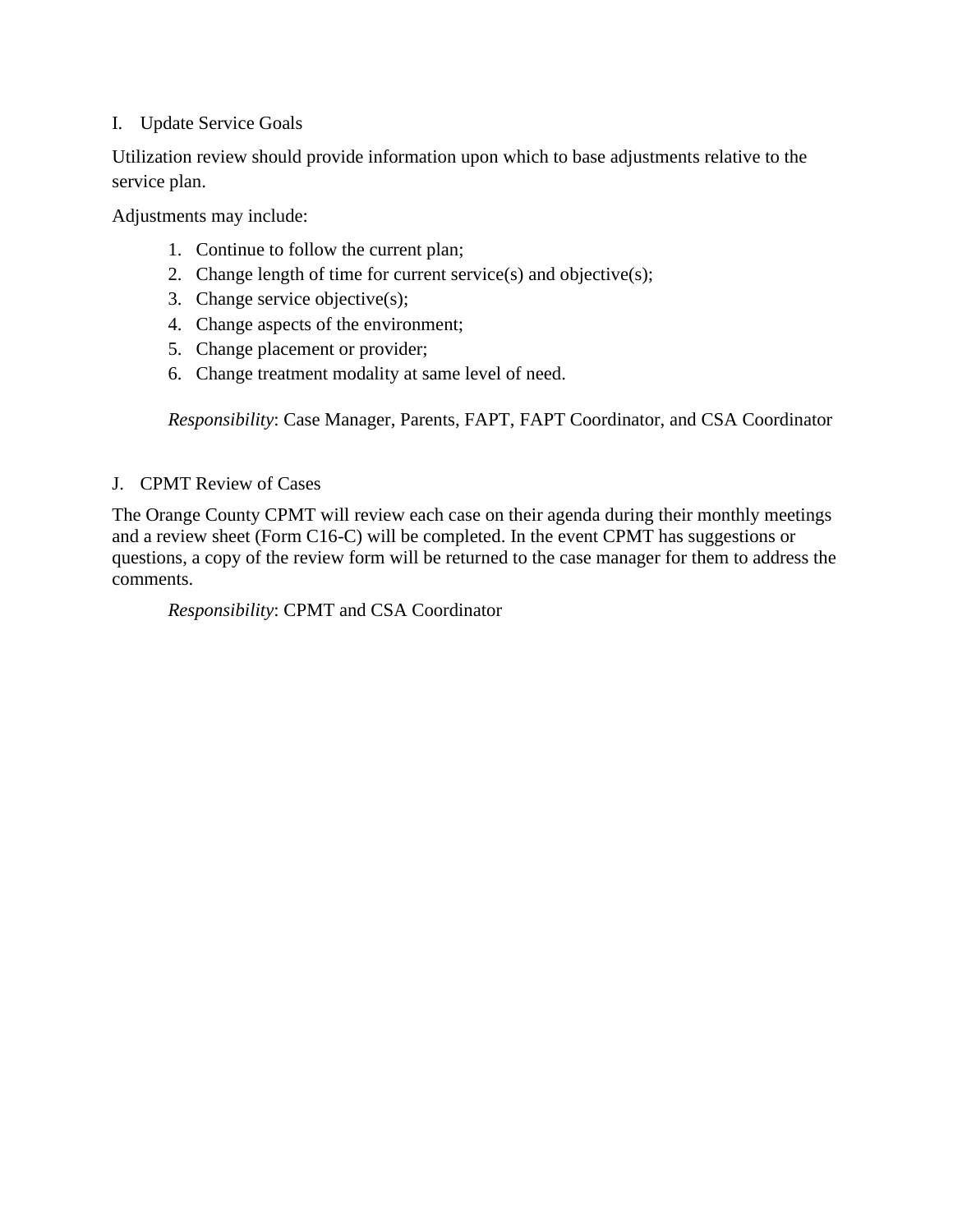I. Update Service Goals

Utilization review should provide information upon which to base adjustments relative to the service plan.

Adjustments may include:

1. Continue to follow the current plan;
2. Change length of time for current service(s) and objective(s);
3. Change service objective(s);
4. Change aspects of the environment;
5. Change placement or provider;
6. Change treatment modality at same level of need.

*Responsibility*: Case Manager, Parents, FAPT, FAPT Coordinator, and CSA Coordinator

J. CPMT Review of Cases

The Orange County CPMT will review each case on their agenda during their monthly meetings and a review sheet (Form C16-C) will be completed. In the event CPMT has suggestions or questions, a copy of the review form will be returned to the case manager for them to address the comments.

*Responsibility*: CPMT and CSA Coordinator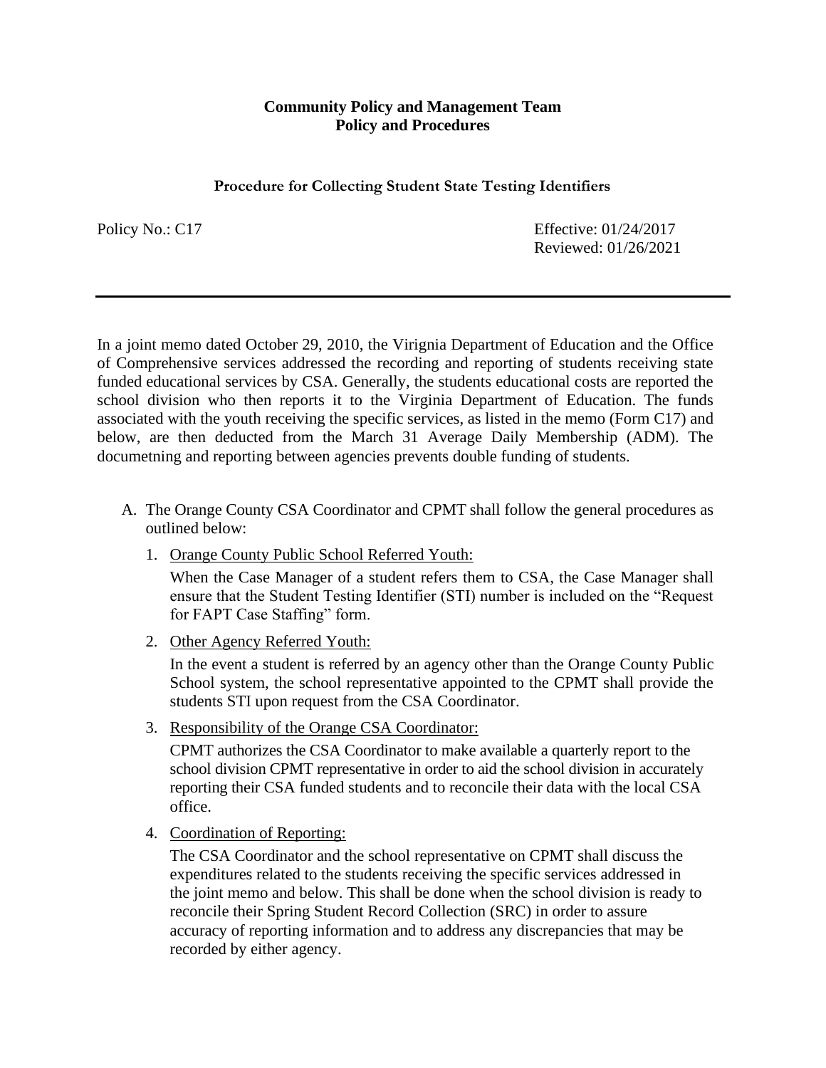**Community Policy and Management Team**
**Policy and Procedures**

**Procedure for Collecting Student State Testing Identifiers**

Policy No.: C17

Effective: 01/24/2017
Reviewed: 01/26/2021

---

In a joint memo dated October 29, 2010, the Virignia Department of Education and the Office of Comprehensive services addressed the recording and reporting of students receiving state funded educational services by CSA. Generally, the students educational costs are reported the school division who then reports it to the Virginia Department of Education. The funds associated with the youth receiving the specific services, as listed in the memo (Form C17) and below, are then deducted from the March 31 Average Daily Membership (ADM). The documetning and reporting between agencies prevents double funding of students.

A. The Orange County CSA Coordinator and CPMT shall follow the general procedures as outlined below:

   1. Orange County Public School Referred Youth:

      When the Case Manager of a student refers them to CSA, the Case Manager shall ensure that the Student Testing Identifier (STI) number is included on the "Request for FAPT Case Staffing" form.

   2. Other Agency Referred Youth:

      In the event a student is referred by an agency other than the Orange County Public School system, the school representative appointed to the CPMT shall provide the students STI upon request from the CSA Coordinator.

   3. Responsibility of the Orange CSA Coordinator:

      CPMT authorizes the CSA Coordinator to make available a quarterly report to the school division CPMT representative in order to aid the school division in accurately reporting their CSA funded students and to reconcile their data with the local CSA office.

   4. Coordination of Reporting:

      The CSA Coordinator and the school representative on CPMT shall discuss the expenditures related to the students receiving the specific services addressed in the joint memo and below. This shall be done when the school division is ready to reconcile their Spring Student Record Collection (SRC) in order to assure accuracy of reporting information and to address any discrepancies that may be recorded by either agency.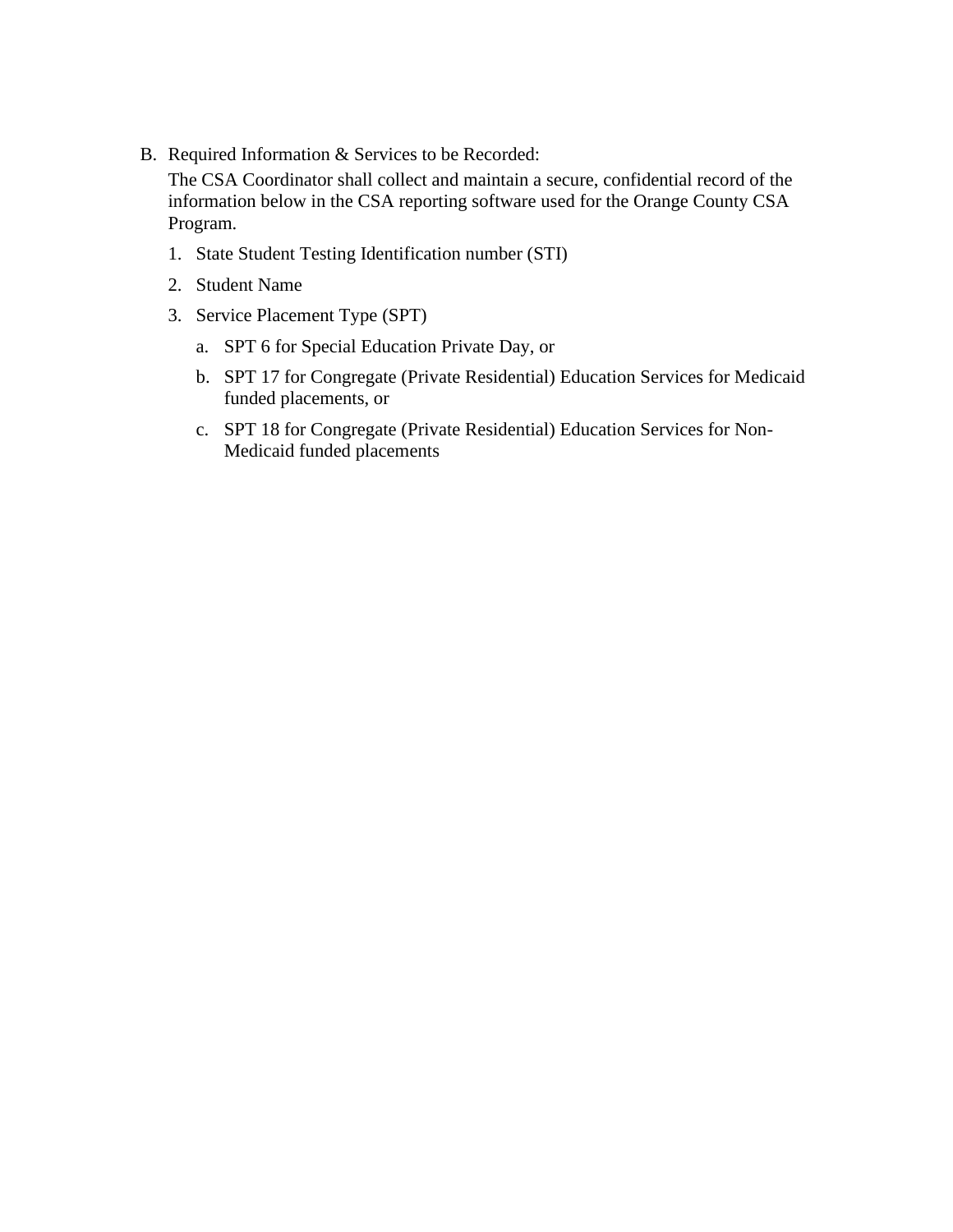B. Required Information & Services to be Recorded:

   The CSA Coordinator shall collect and maintain a secure, confidential record of the information below in the CSA reporting software used for the Orange County CSA Program.

   1. State Student Testing Identification number (STI)
   2. Student Name
   3. Service Placement Type (SPT)
      a. SPT 6 for Special Education Private Day, or
      b. SPT 17 for Congregate (Private Residential) Education Services for Medicaid funded placements, or
      c. SPT 18 for Congregate (Private Residential) Education Services for Non-Medicaid funded placements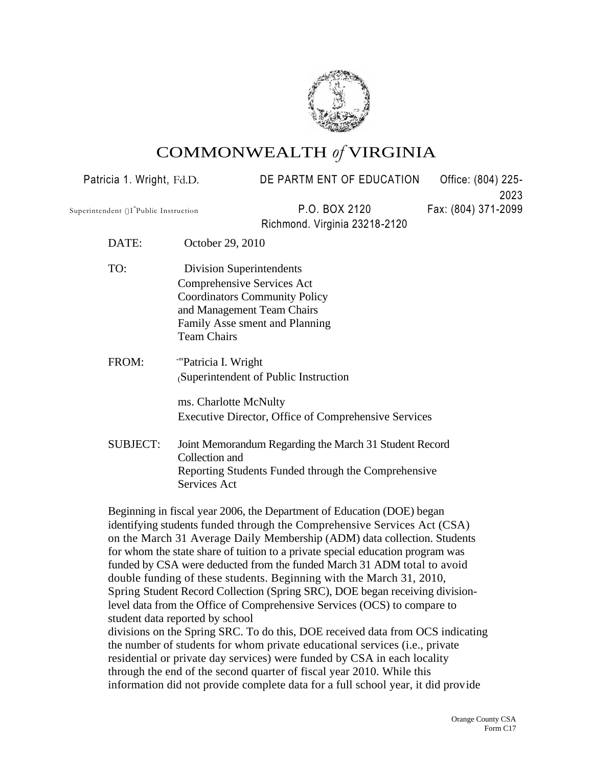# COMMONWEALTH *of* VIRGINIA

Patricia 1. Wright, Fd.D.

Superintendent ()I-Public Instruction

DE PARTM ENT OF EDUCATION

P.O. BOX 2120

Richmond. Virginia 23218-2120

Office: (804) 225-2023

Fax: (804) 371-2099

DATE: October 29, 2010

TO: Division Superintendents
Comprehensive Services Act
Coordinators Community Policy
and Management Team Chairs
Family Asse sment and Planning
Team Chairs

FROM: -"Patricia I. Wright
(Superintendent of Public Instruction

ms. Charlotte McNulty
Executive Director, Office of Comprehensive Services

SUBJECT: Joint Memorandum Regarding the March 31 Student Record Collection and
Reporting Students Funded through the Comprehensive Services Act

Beginning in fiscal year 2006, the Department of Education (DOE) began identifying students funded through the Comprehensive Services Act (CSA) on the March 31 Average Daily Membership (ADM) data collection. Students for whom the state share of tuition to a private special education program was funded by CSA were deducted from the funded March 31 ADM total to avoid double funding of these students. Beginning with the March 31, 2010, Spring Student Record Collection (Spring SRC), DOE began receiving division-level data from the Office of Comprehensive Services (OCS) to compare to student data reported by school divisions on the Spring SRC. To do this, DOE received data from OCS indicating the number of students for whom private educational services (i.e., private residential or private day services) were funded by CSA in each locality through the end of the second quarter of fiscal year 2010. While this information did not provide complete data for a full school year, it did provide

Orange County CSA
Form C17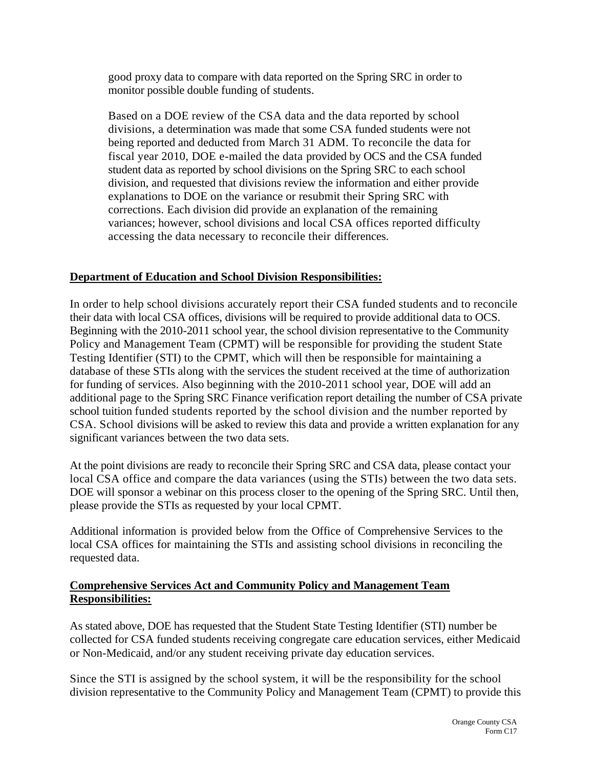good proxy data to compare with data reported on the Spring SRC in order to monitor possible double funding of students.

Based on a DOE review of the CSA data and the data reported by school divisions, a determination was made that some CSA funded students were not being reported and deducted from March 31 ADM. To reconcile the data for fiscal year 2010, DOE e-mailed the data provided by OCS and the CSA funded student data as reported by school divisions on the Spring SRC to each school division, and requested that divisions review the information and either provide explanations to DOE on the variance or resubmit their Spring SRC with corrections. Each division did provide an explanation of the remaining variances; however, school divisions and local CSA offices reported difficulty accessing the data necessary to reconcile their differences.

**Department of Education and School Division Responsibilities:**

In order to help school divisions accurately report their CSA funded students and to reconcile their data with local CSA offices, divisions will be required to provide additional data to OCS. Beginning with the 2010-2011 school year, the school division representative to the Community Policy and Management Team (CPMT) will be responsible for providing the student State Testing Identifier (STI) to the CPMT, which will then be responsible for maintaining a database of these STIs along with the services the student received at the time of authorization for funding of services. Also beginning with the 2010-2011 school year, DOE will add an additional page to the Spring SRC Finance verification report detailing the number of CSA private school tuition funded students reported by the school division and the number reported by CSA. School divisions will be asked to review this data and provide a written explanation for any significant variances between the two data sets.

At the point divisions are ready to reconcile their Spring SRC and CSA data, please contact your local CSA office and compare the data variances (using the STIs) between the two data sets. DOE will sponsor a webinar on this process closer to the opening of the Spring SRC. Until then, please provide the STIs as requested by your local CPMT.

Additional information is provided below from the Office of Comprehensive Services to the local CSA offices for maintaining the STIs and assisting school divisions in reconciling the requested data.

**Comprehensive Services Act and Community Policy and Management Team Responsibilities:**

As stated above, DOE has requested that the Student State Testing Identifier (STI) number be collected for CSA funded students receiving congregate care education services, either Medicaid or Non-Medicaid, and/or any student receiving private day education services.

Since the STI is assigned by the school system, it will be the responsibility for the school division representative to the Community Policy and Management Team (CPMT) to provide this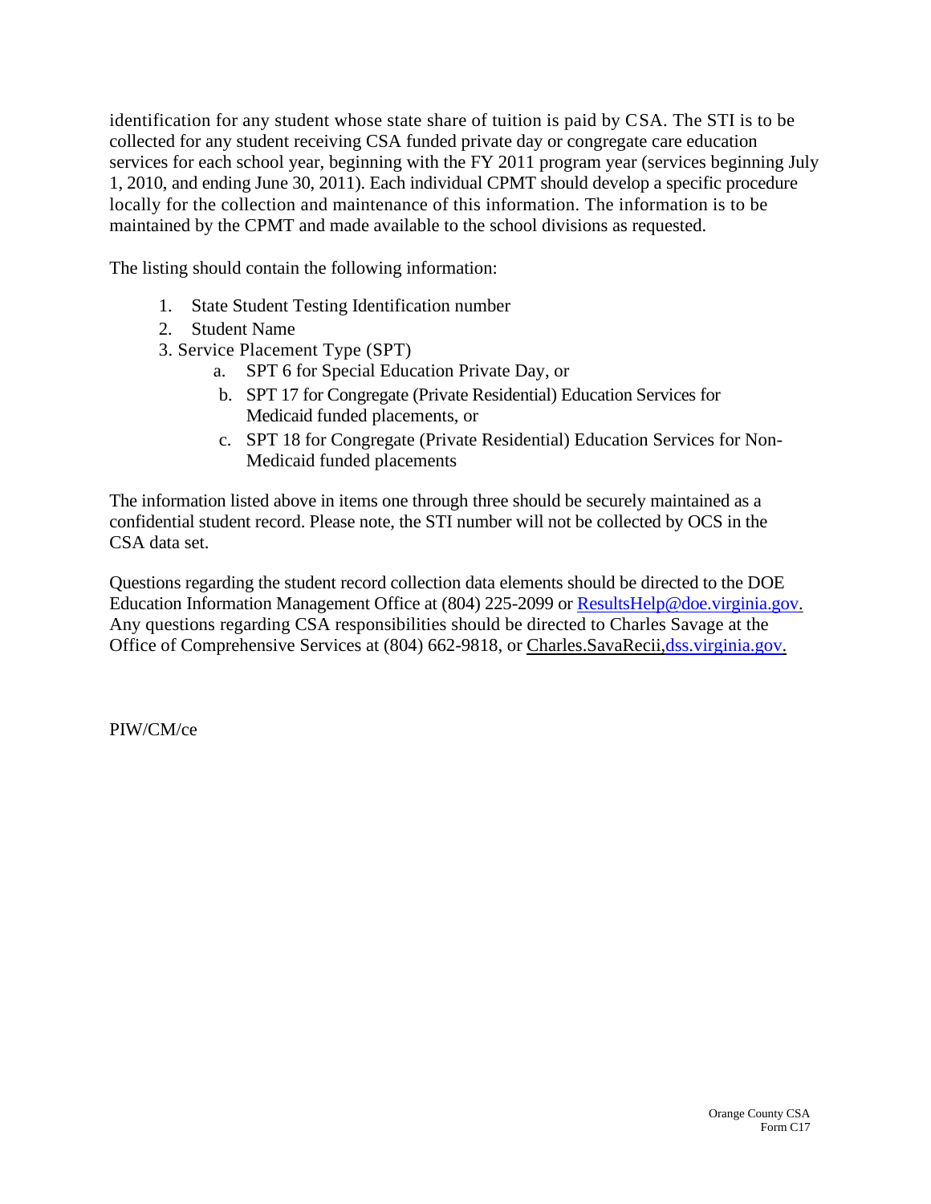identification for any student whose state share of tuition is paid by CSA. The STI is to be collected for any student receiving CSA funded private day or congregate care education services for each school year, beginning with the FY 2011 program year (services beginning July 1, 2010, and ending June 30, 2011). Each individual CPMT should develop a specific procedure locally for the collection and maintenance of this information. The information is to be maintained by the CPMT and made available to the school divisions as requested.

The listing should contain the following information:

1. State Student Testing Identification number
2. Student Name
3. Service Placement Type (SPT)
   a. SPT 6 for Special Education Private Day, or
   b. SPT 17 for Congregate (Private Residential) Education Services for Medicaid funded placements, or
   c. SPT 18 for Congregate (Private Residential) Education Services for Non-Medicaid funded placements

The information listed above in items one through three should be securely maintained as a confidential student record. Please note, the STI number will not be collected by OCS in the CSA data set.

Questions regarding the student record collection data elements should be directed to the DOE Education Information Management Office at (804) 225-2099 or ResultsHelp@doe.virginia.gov. Any questions regarding CSA responsibilities should be directed to Charles Savage at the Office of Comprehensive Services at (804) 662-9818, or Charles.SavaRecii,dss.virginia.gov.

PIW/CM/ce

Orange County CSA
Form C17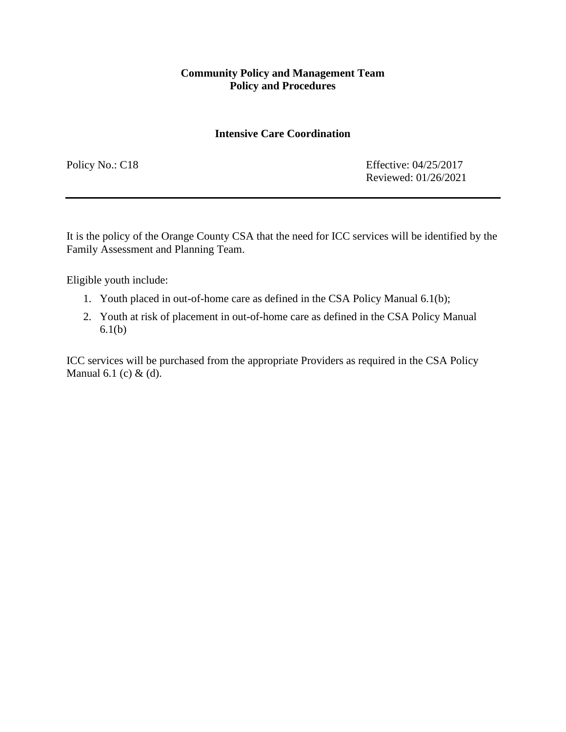**Community Policy and Management Team**
**Policy and Procedures**

**Intensive Care Coordination**

Policy No.: C18

Effective: 04/25/2017
Reviewed: 01/26/2021

---

It is the policy of the Orange County CSA that the need for ICC services will be identified by the Family Assessment and Planning Team.

Eligible youth include:

1. Youth placed in out-of-home care as defined in the CSA Policy Manual 6.1(b);
2. Youth at risk of placement in out-of-home care as defined in the CSA Policy Manual 6.1(b)

ICC services will be purchased from the appropriate Providers as required in the CSA Policy Manual 6.1 (c) & (d).